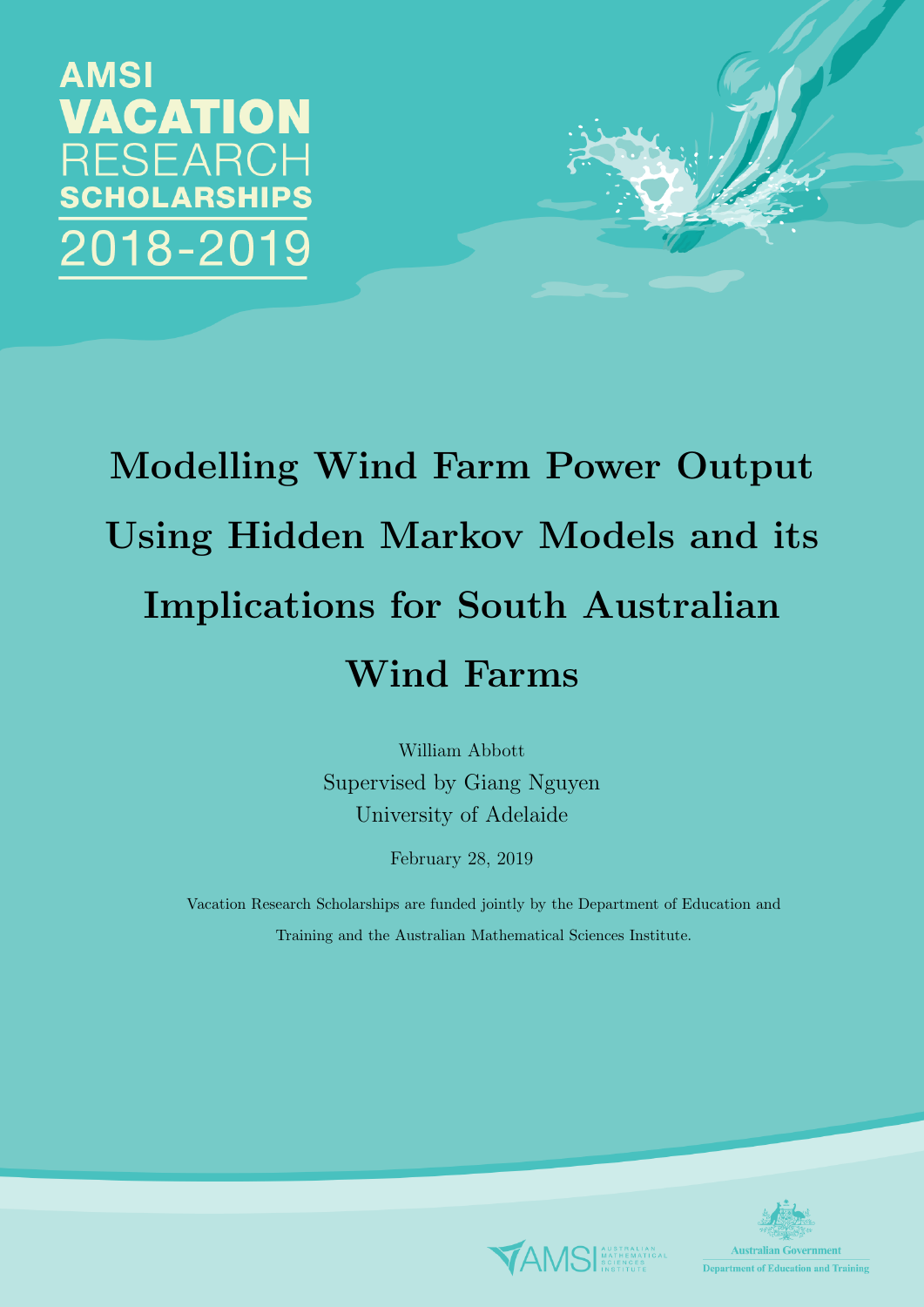AMSI
VACATION
RESEARCH
SCHOLARSHIPS
2018-2019

# Modelling Wind Farm Power Output Using Hidden Markov Models and its Implications for South Australian Wind Farms

William Abbott

Supervised by Giang Nguyen

University of Adelaide

February 28, 2019

Vacation Research Scholarships are funded jointly by the Department of Education and Training and the Australian Mathematical Sciences Institute.

AMSI Australian Mathematical Sciences Institute

Australian Government
Department of Education and Training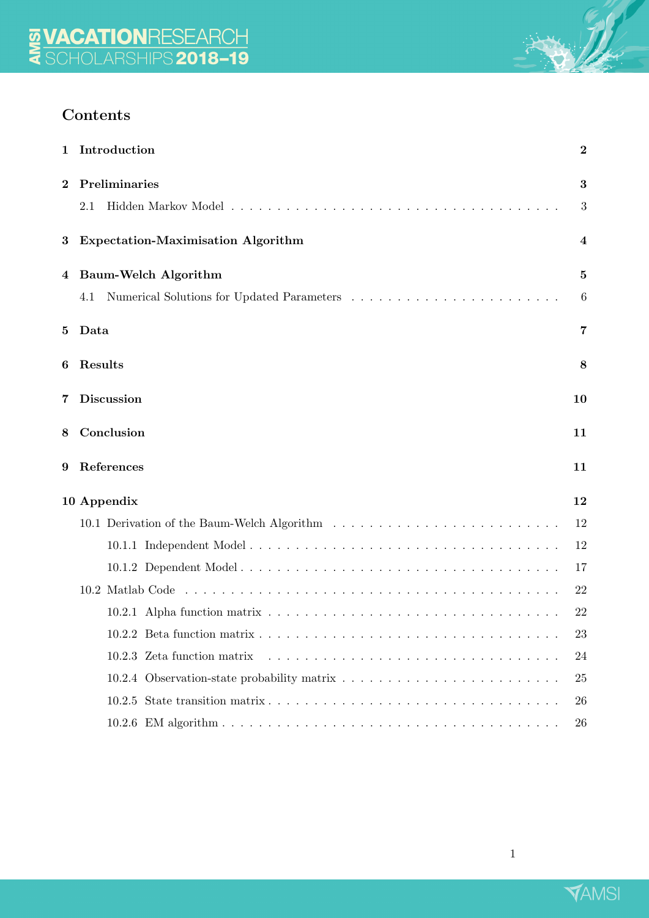## Contents

1 Introduction — 2

2 Preliminaries — 3
- 2.1 Hidden Markov Model — 3

3 Expectation-Maximisation Algorithm — 4

4 Baum-Welch Algorithm — 5
- 4.1 Numerical Solutions for Updated Parameters — 6

5 Data — 7

6 Results — 8

7 Discussion — 10

8 Conclusion — 11

9 References — 11

10 Appendix — 12
- 10.1 Derivation of the Baum-Welch Algorithm — 12
  - 10.1.1 Independent Model — 12
  - 10.1.2 Dependent Model — 17
- 10.2 Matlab Code — 22
  - 10.2.1 Alpha function matrix — 22
  - 10.2.2 Beta function matrix — 23
  - 10.2.3 Zeta function matrix — 24
  - 10.2.4 Observation-state probability matrix — 25
  - 10.2.5 State transition matrix — 26
  - 10.2.6 EM algorithm — 26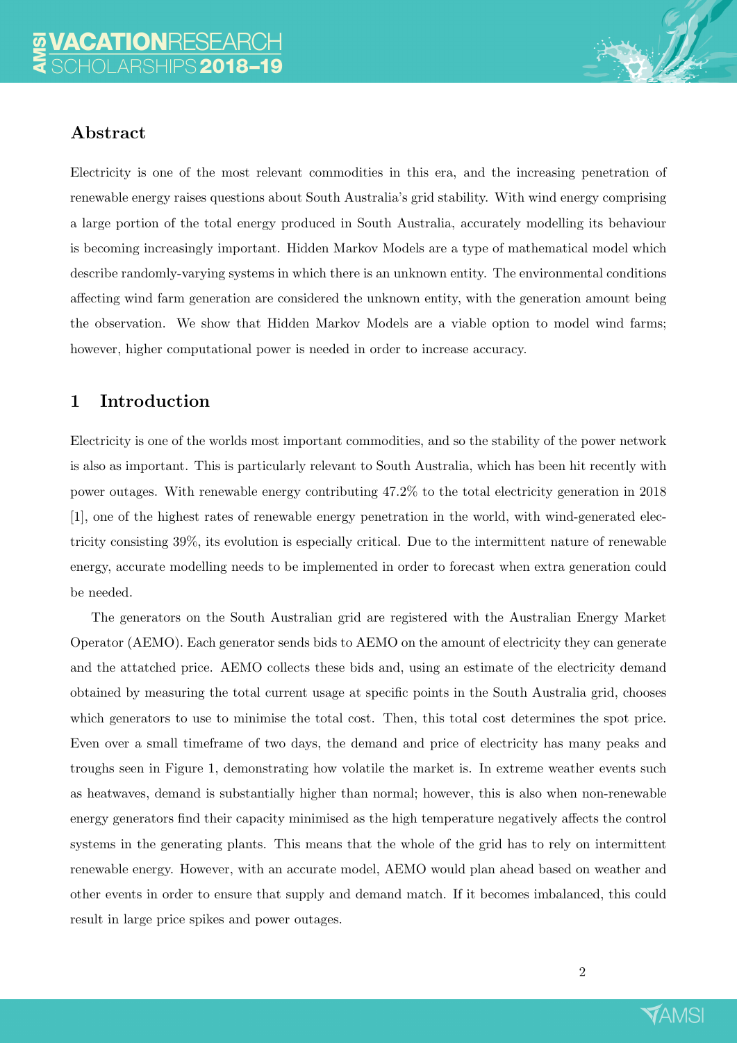## Abstract

Electricity is one of the most relevant commodities in this era, and the increasing penetration of renewable energy raises questions about South Australia's grid stability. With wind energy comprising a large portion of the total energy produced in South Australia, accurately modelling its behaviour is becoming increasingly important. Hidden Markov Models are a type of mathematical model which describe randomly-varying systems in which there is an unknown entity. The environmental conditions affecting wind farm generation are considered the unknown entity, with the generation amount being the observation. We show that Hidden Markov Models are a viable option to model wind farms; however, higher computational power is needed in order to increase accuracy.

## 1 Introduction

Electricity is one of the worlds most important commodities, and so the stability of the power network is also as important. This is particularly relevant to South Australia, which has been hit recently with power outages. With renewable energy contributing 47.2% to the total electricity generation in 2018 [1], one of the highest rates of renewable energy penetration in the world, with wind-generated electricity consisting 39%, its evolution is especially critical. Due to the intermittent nature of renewable energy, accurate modelling needs to be implemented in order to forecast when extra generation could be needed.

The generators on the South Australian grid are registered with the Australian Energy Market Operator (AEMO). Each generator sends bids to AEMO on the amount of electricity they can generate and the attatched price. AEMO collects these bids and, using an estimate of the electricity demand obtained by measuring the total current usage at specific points in the South Australia grid, chooses which generators to use to minimise the total cost. Then, this total cost determines the spot price. Even over a small timeframe of two days, the demand and price of electricity has many peaks and troughs seen in Figure 1, demonstrating how volatile the market is. In extreme weather events such as heatwaves, demand is substantially higher than normal; however, this is also when non-renewable energy generators find their capacity minimised as the high temperature negatively affects the control systems in the generating plants. This means that the whole of the grid has to rely on intermittent renewable energy. However, with an accurate model, AEMO would plan ahead based on weather and other events in order to ensure that supply and demand match. If it becomes imbalanced, this could result in large price spikes and power outages.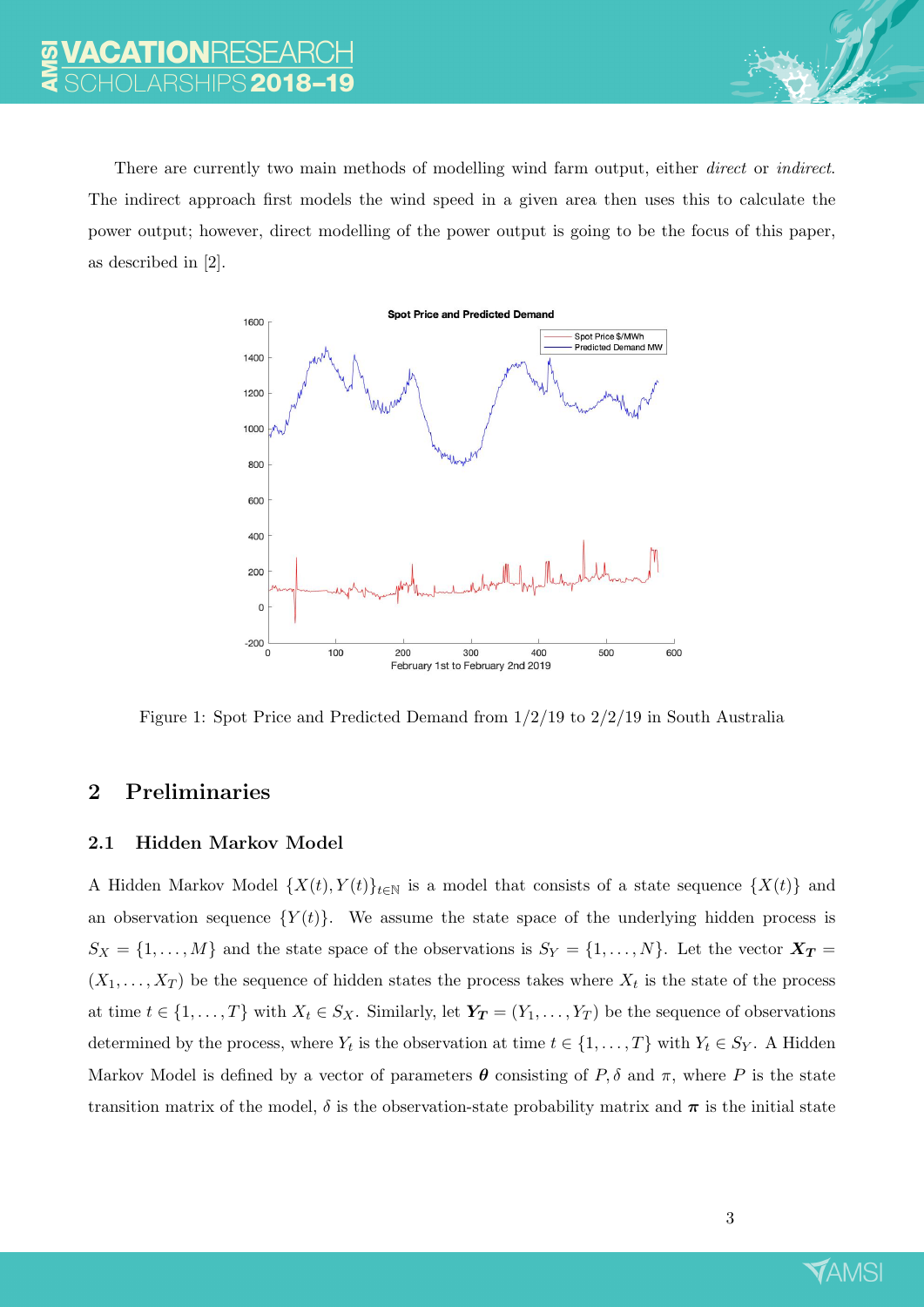There are currently two main methods of modelling wind farm output, either *direct* or *indirect*. The indirect approach first models the wind speed in a given area then uses this to calculate the power output; however, direct modelling of the power output is going to be the focus of this paper, as described in [2].

Figure 1: Spot Price and Predicted Demand from 1/2/19 to 2/2/19 in South Australia

## 2 Preliminaries

### 2.1 Hidden Markov Model

A Hidden Markov Model $\{X(t), Y(t)\}_{t \in \mathbb{N}}$ is a model that consists of a state sequence $\{X(t)\}$ and an observation sequence $\{Y(t)\}$. We assume the state space of the underlying hidden process is $S_X = \{1, \ldots, M\}$ and the state space of the observations is $S_Y = \{1, \ldots, N\}$. Let the vector $\boldsymbol{X_T} = (X_1, \ldots, X_T)$ be the sequence of hidden states the process takes where $X_t$ is the state of the process at time $t \in \{1, \ldots, T\}$ with $X_t \in S_X$. Similarly, let $\boldsymbol{Y_T} = (Y_1, \ldots, Y_T)$ be the sequence of observations determined by the process, where $Y_t$ is the observation at time $t \in \{1, \ldots, T\}$ with $Y_t \in S_Y$. A Hidden Markov Model is defined by a vector of parameters $\boldsymbol{\theta}$ consisting of $P, \delta$ and $\pi$, where $P$ is the state transition matrix of the model, $\delta$ is the observation-state probability matrix and $\boldsymbol{\pi}$ is the initial state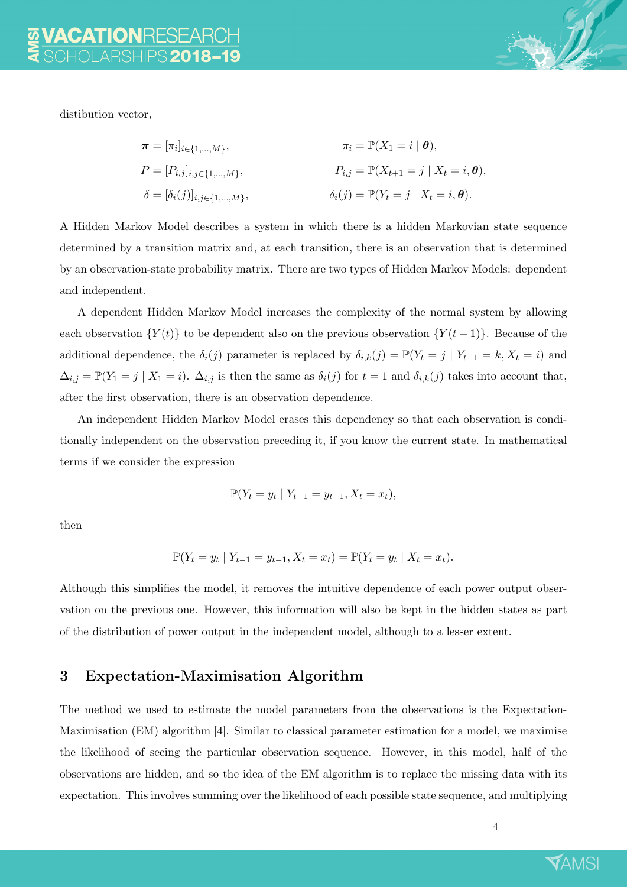distibution vector,

$$
\begin{aligned}
\boldsymbol{\pi} &= [\pi_i]_{i\in\{1,\dots,M\}}, & \pi_i &= \mathbb{P}(X_1 = i \mid \boldsymbol{\theta}),\\
P &= [P_{i,j}]_{i,j\in\{1,\dots,M\}}, & P_{i,j} &= \mathbb{P}(X_{t+1} = j \mid X_t = i, \boldsymbol{\theta}),\\
\delta &= [\delta_i(j)]_{i,j\in\{1,\dots,M\}}, & \delta_i(j) &= \mathbb{P}(Y_t = j \mid X_t = i, \boldsymbol{\theta}).
\end{aligned}
$$

A Hidden Markov Model describes a system in which there is a hidden Markovian state sequence determined by a transition matrix and, at each transition, there is an observation that is determined by an observation-state probability matrix. There are two types of Hidden Markov Models: dependent and independent.

A dependent Hidden Markov Model increases the complexity of the normal system by allowing each observation $\{Y(t)\}$ to be dependent also on the previous observation $\{Y(t-1)\}$. Because of the additional dependence, the $\delta_i(j)$ parameter is replaced by $\delta_{i,k}(j) = \mathbb{P}(Y_t = j \mid Y_{t-1} = k, X_t = i)$ and $\Delta_{i,j} = \mathbb{P}(Y_1 = j \mid X_1 = i)$. $\Delta_{i,j}$ is then the same as $\delta_i(j)$ for $t = 1$ and $\delta_{i,k}(j)$ takes into account that, after the first observation, there is an observation dependence.

An independent Hidden Markov Model erases this dependency so that each observation is conditionally independent on the observation preceding it, if you know the current state. In mathematical terms if we consider the expression

$$
\mathbb{P}(Y_t = y_t \mid Y_{t-1} = y_{t-1}, X_t = x_t),
$$

then

$$
\mathbb{P}(Y_t = y_t \mid Y_{t-1} = y_{t-1}, X_t = x_t) = \mathbb{P}(Y_t = y_t \mid X_t = x_t).
$$

Although this simplifies the model, it removes the intuitive dependence of each power output observation on the previous one. However, this information will also be kept in the hidden states as part of the distribution of power output in the independent model, although to a lesser extent.

## 3 Expectation-Maximisation Algorithm

The method we used to estimate the model parameters from the observations is the Expectation-Maximisation (EM) algorithm [4]. Similar to classical parameter estimation for a model, we maximise the likelihood of seeing the particular observation sequence. However, in this model, half of the observations are hidden, and so the idea of the EM algorithm is to replace the missing data with its expectation. This involves summing over the likelihood of each possible state sequence, and multiplying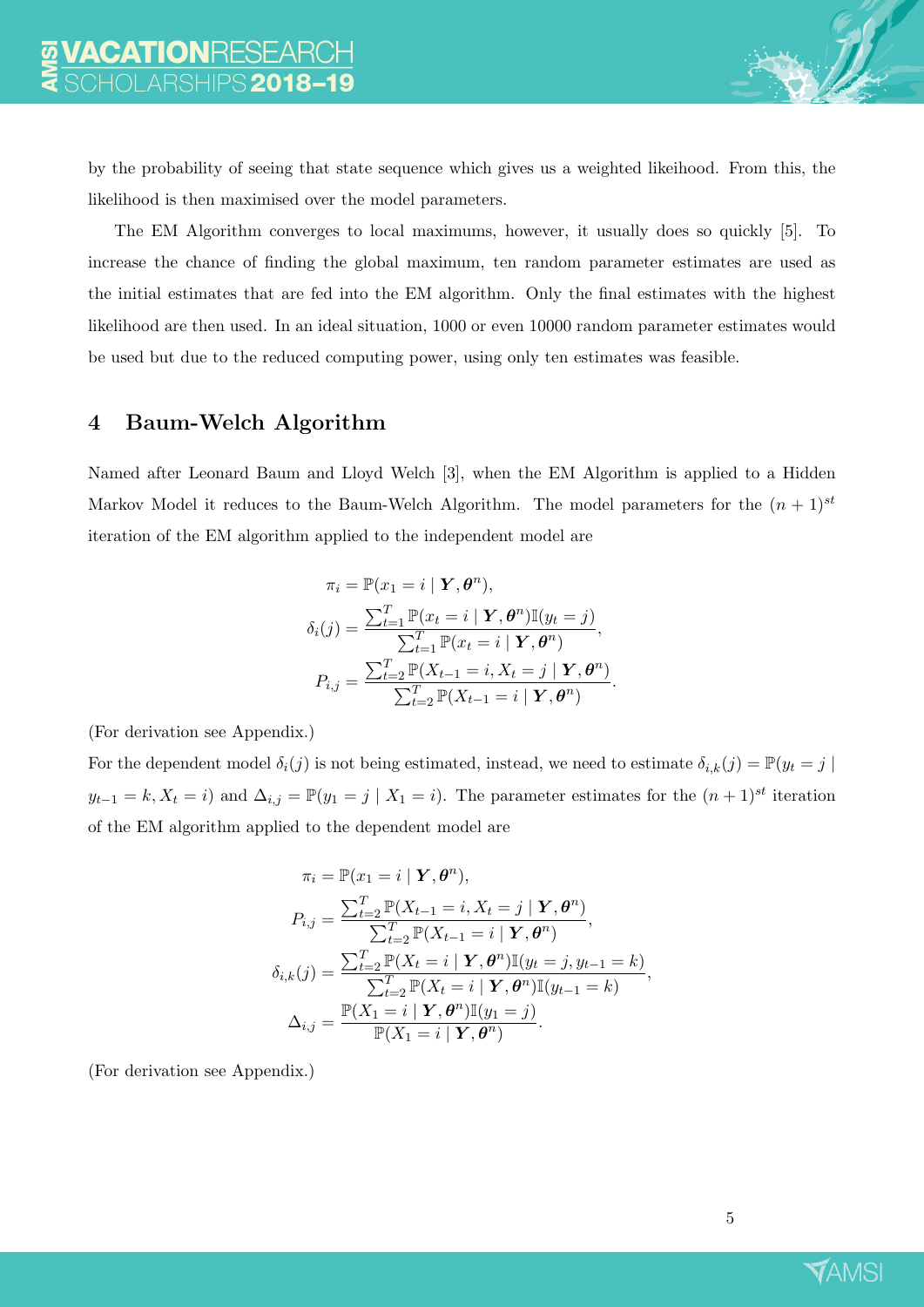by the probability of seeing that state sequence which gives us a weighted likeihood. From this, the likelihood is then maximised over the model parameters.

The EM Algorithm converges to local maximums, however, it usually does so quickly [5]. To increase the chance of finding the global maximum, ten random parameter estimates are used as the initial estimates that are fed into the EM algorithm. Only the final estimates with the highest likelihood are then used. In an ideal situation, 1000 or even 10000 random parameter estimates would be used but due to the reduced computing power, using only ten estimates was feasible.

## 4 Baum-Welch Algorithm

Named after Leonard Baum and Lloyd Welch [3], when the EM Algorithm is applied to a Hidden Markov Model it reduces to the Baum-Welch Algorithm. The model parameters for the $(n+1)^{st}$ iteration of the EM algorithm applied to the independent model are

$$
\begin{aligned}
\pi_i &= \mathbb{P}(x_1 = i \mid \boldsymbol{Y}, \boldsymbol{\theta}^n), \\
\delta_i(j) &= \frac{\sum_{t=1}^{T} \mathbb{P}(x_t = i \mid \boldsymbol{Y}, \boldsymbol{\theta}^n)\mathbb{I}(y_t = j)}{\sum_{t=1}^{T} \mathbb{P}(x_t = i \mid \boldsymbol{Y}, \boldsymbol{\theta}^n)}, \\
P_{i,j} &= \frac{\sum_{t=2}^{T} \mathbb{P}(X_{t-1} = i, X_t = j \mid \boldsymbol{Y}, \boldsymbol{\theta}^n)}{\sum_{t=2}^{T} \mathbb{P}(X_{t-1} = i \mid \boldsymbol{Y}, \boldsymbol{\theta}^n)}.
\end{aligned}
$$

(For derivation see Appendix.)

For the dependent model $\delta_i(j)$ is not being estimated, instead, we need to estimate $\delta_{i,k}(j) = \mathbb{P}(y_t = j \mid y_{t-1} = k, X_t = i)$ and $\Delta_{i,j} = \mathbb{P}(y_1 = j \mid X_1 = i)$. The parameter estimates for the $(n+1)^{st}$ iteration of the EM algorithm applied to the dependent model are

$$
\begin{aligned}
\pi_i &= \mathbb{P}(x_1 = i \mid \boldsymbol{Y}, \boldsymbol{\theta}^n), \\
P_{i,j} &= \frac{\sum_{t=2}^{T} \mathbb{P}(X_{t-1} = i, X_t = j \mid \boldsymbol{Y}, \boldsymbol{\theta}^n)}{\sum_{t=2}^{T} \mathbb{P}(X_{t-1} = i \mid \boldsymbol{Y}, \boldsymbol{\theta}^n)}, \\
\delta_{i,k}(j) &= \frac{\sum_{t=2}^{T} \mathbb{P}(X_t = i \mid \boldsymbol{Y}, \boldsymbol{\theta}^n)\mathbb{I}(y_t = j, y_{t-1} = k)}{\sum_{t=2}^{T} \mathbb{P}(X_t = i \mid \boldsymbol{Y}, \boldsymbol{\theta}^n)\mathbb{I}(y_{t-1} = k)}, \\
\Delta_{i,j} &= \frac{\mathbb{P}(X_1 = i \mid \boldsymbol{Y}, \boldsymbol{\theta}^n)\mathbb{I}(y_1 = j)}{\mathbb{P}(X_1 = i \mid \boldsymbol{Y}, \boldsymbol{\theta}^n)}.
\end{aligned}
$$

(For derivation see Appendix.)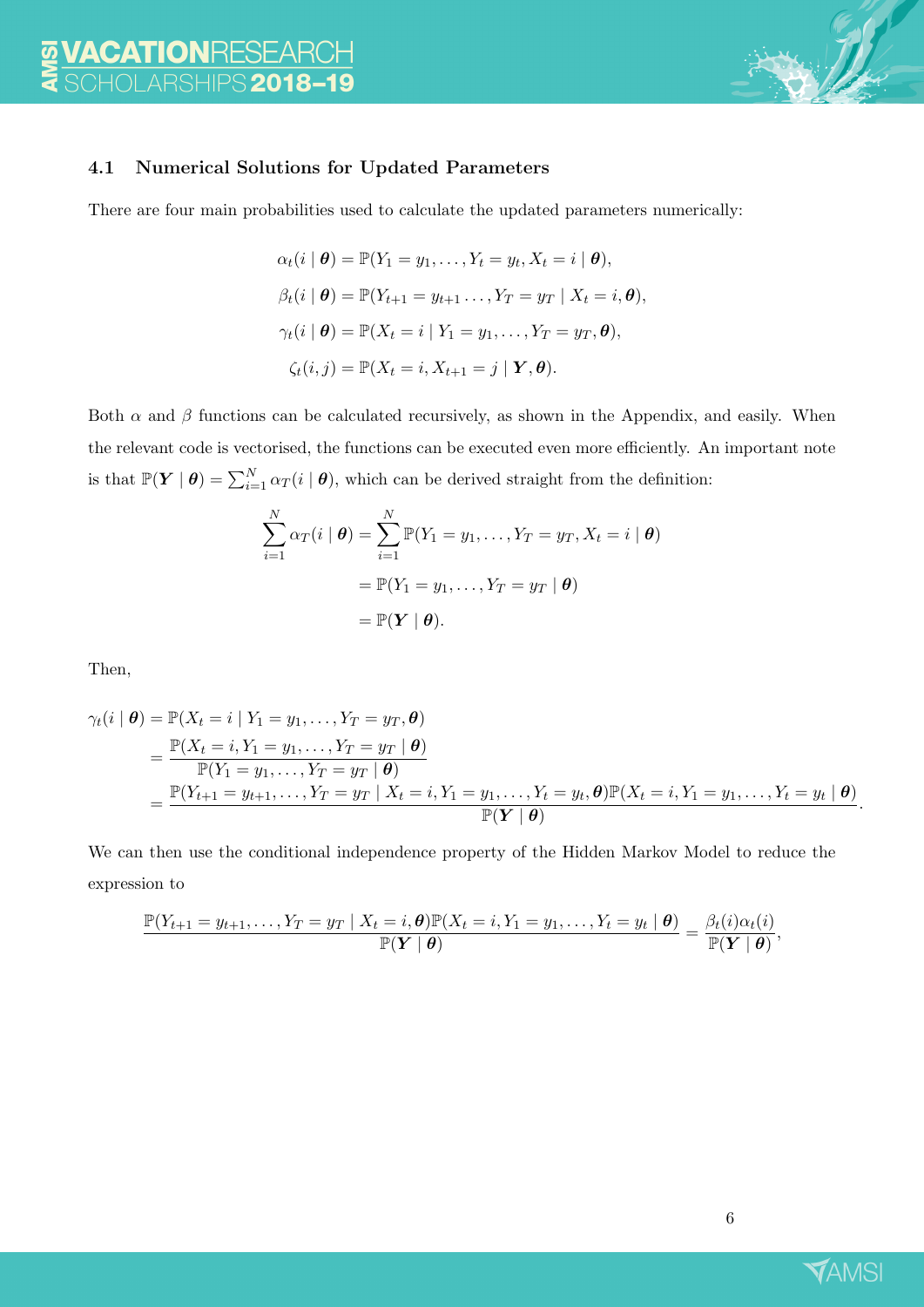### 4.1 Numerical Solutions for Updated Parameters

There are four main probabilities used to calculate the updated parameters numerically:

$$\alpha_t(i \mid \boldsymbol{\theta}) = \mathbb{P}(Y_1 = y_1, \dots, Y_t = y_t, X_t = i \mid \boldsymbol{\theta}),$$

$$\beta_t(i \mid \boldsymbol{\theta}) = \mathbb{P}(Y_{t+1} = y_{t+1} \dots, Y_T = y_T \mid X_t = i, \boldsymbol{\theta}),$$

$$\gamma_t(i \mid \boldsymbol{\theta}) = \mathbb{P}(X_t = i \mid Y_1 = y_1, \dots, Y_T = y_T, \boldsymbol{\theta}),$$

$$\zeta_t(i,j) = \mathbb{P}(X_t = i, X_{t+1} = j \mid \boldsymbol{Y}, \boldsymbol{\theta}).$$

Both $\alpha$ and $\beta$ functions can be calculated recursively, as shown in the Appendix, and easily. When the relevant code is vectorised, the functions can be executed even more efficiently. An important note is that $\mathbb{P}(\boldsymbol{Y} \mid \boldsymbol{\theta}) = \sum_{i=1}^{N} \alpha_T(i \mid \boldsymbol{\theta})$, which can be derived straight from the definition:

$$\begin{aligned}
\sum_{i=1}^{N} \alpha_T(i \mid \boldsymbol{\theta}) &= \sum_{i=1}^{N} \mathbb{P}(Y_1 = y_1, \dots, Y_T = y_T, X_t = i \mid \boldsymbol{\theta}) \\
&= \mathbb{P}(Y_1 = y_1, \dots, Y_T = y_T \mid \boldsymbol{\theta}) \\
&= \mathbb{P}(\boldsymbol{Y} \mid \boldsymbol{\theta}).
\end{aligned}$$

Then,

$$\begin{aligned}
\gamma_t(i \mid \boldsymbol{\theta}) &= \mathbb{P}(X_t = i \mid Y_1 = y_1, \dots, Y_T = y_T, \boldsymbol{\theta}) \\
&= \frac{\mathbb{P}(X_t = i, Y_1 = y_1, \dots, Y_T = y_T \mid \boldsymbol{\theta})}{\mathbb{P}(Y_1 = y_1, \dots, Y_T = y_T \mid \boldsymbol{\theta})} \\
&= \frac{\mathbb{P}(Y_{t+1} = y_{t+1}, \dots, Y_T = y_T \mid X_t = i, Y_1 = y_1, \dots, Y_t = y_t, \boldsymbol{\theta})\mathbb{P}(X_t = i, Y_1 = y_1, \dots, Y_t = y_t \mid \boldsymbol{\theta})}{\mathbb{P}(\boldsymbol{Y} \mid \boldsymbol{\theta})}.
\end{aligned}$$

We can then use the conditional independence property of the Hidden Markov Model to reduce the expression to

$$\frac{\mathbb{P}(Y_{t+1} = y_{t+1}, \dots, Y_T = y_T \mid X_t = i, \boldsymbol{\theta})\mathbb{P}(X_t = i, Y_1 = y_1, \dots, Y_t = y_t \mid \boldsymbol{\theta})}{\mathbb{P}(\boldsymbol{Y} \mid \boldsymbol{\theta})} = \frac{\beta_t(i)\alpha_t(i)}{\mathbb{P}(\boldsymbol{Y} \mid \boldsymbol{\theta})},$$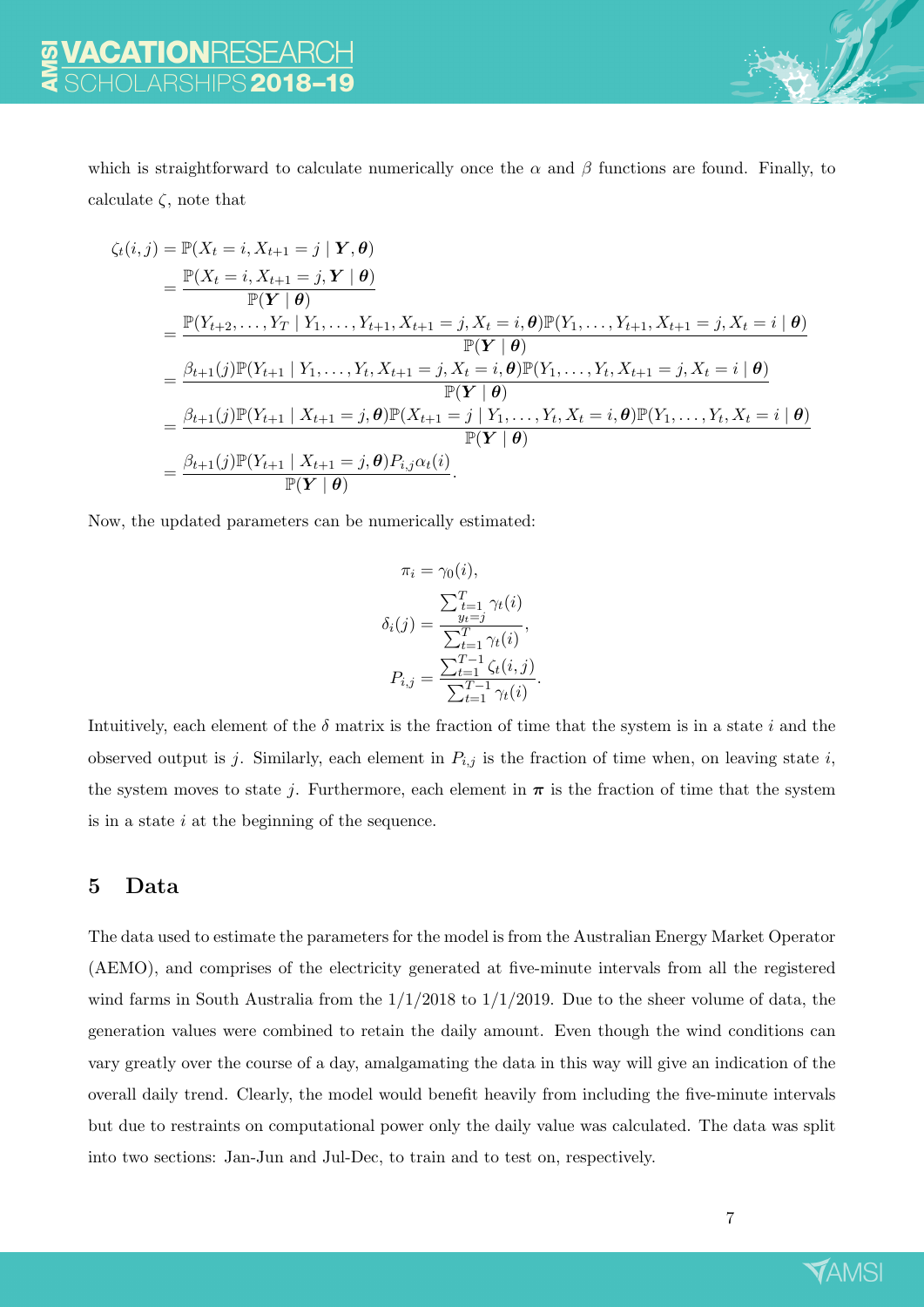which is straightforward to calculate numerically once the $\alpha$ and $\beta$ functions are found. Finally, to calculate $\zeta$, note that

$$
\begin{aligned}
\zeta_t(i,j) &= \mathbb{P}(X_t = i, X_{t+1} = j \mid \boldsymbol{Y}, \boldsymbol{\theta}) \\
&= \frac{\mathbb{P}(X_t = i, X_{t+1} = j, \boldsymbol{Y} \mid \boldsymbol{\theta})}{\mathbb{P}(\boldsymbol{Y} \mid \boldsymbol{\theta})} \\
&= \frac{\mathbb{P}(Y_{t+2}, \ldots, Y_T \mid Y_1, \ldots, Y_{t+1}, X_{t+1} = j, X_t = i, \boldsymbol{\theta})\mathbb{P}(Y_1, \ldots, Y_{t+1}, X_{t+1} = j, X_t = i \mid \boldsymbol{\theta})}{\mathbb{P}(\boldsymbol{Y} \mid \boldsymbol{\theta})} \\
&= \frac{\beta_{t+1}(j)\mathbb{P}(Y_{t+1} \mid Y_1, \ldots, Y_t, X_{t+1} = j, X_t = i, \boldsymbol{\theta})\mathbb{P}(Y_1, \ldots, Y_t, X_{t+1} = j, X_t = i \mid \boldsymbol{\theta})}{\mathbb{P}(\boldsymbol{Y} \mid \boldsymbol{\theta})} \\
&= \frac{\beta_{t+1}(j)\mathbb{P}(Y_{t+1} \mid X_{t+1} = j, \boldsymbol{\theta})\mathbb{P}(X_{t+1} = j \mid Y_1, \ldots, Y_t, X_t = i, \boldsymbol{\theta})\mathbb{P}(Y_1, \ldots, Y_t, X_t = i \mid \boldsymbol{\theta})}{\mathbb{P}(\boldsymbol{Y} \mid \boldsymbol{\theta})} \\
&= \frac{\beta_{t+1}(j)\mathbb{P}(Y_{t+1} \mid X_{t+1} = j, \boldsymbol{\theta})P_{i,j}\alpha_t(i)}{\mathbb{P}(\boldsymbol{Y} \mid \boldsymbol{\theta})}.
\end{aligned}
$$

Now, the updated parameters can be numerically estimated:

$$
\begin{aligned}
\pi_i &= \gamma_0(i), \\
\delta_i(j) &= \frac{\sum_{\substack{t=1 \\ y_t = j}}^{T} \gamma_t(i)}{\sum_{t=1}^{T} \gamma_t(i)}, \\
P_{i,j} &= \frac{\sum_{t=1}^{T-1} \zeta_t(i,j)}{\sum_{t=1}^{T-1} \gamma_t(i)}.
\end{aligned}
$$

Intuitively, each element of the $\delta$ matrix is the fraction of time that the system is in a state $i$ and the observed output is $j$. Similarly, each element in $P_{i,j}$ is the fraction of time when, on leaving state $i$, the system moves to state $j$. Furthermore, each element in $\boldsymbol{\pi}$ is the fraction of time that the system is in a state $i$ at the beginning of the sequence.

## 5 Data

The data used to estimate the parameters for the model is from the Australian Energy Market Operator (AEMO), and comprises of the electricity generated at five-minute intervals from all the registered wind farms in South Australia from the 1/1/2018 to 1/1/2019. Due to the sheer volume of data, the generation values were combined to retain the daily amount. Even though the wind conditions can vary greatly over the course of a day, amalgamating the data in this way will give an indication of the overall daily trend. Clearly, the model would benefit heavily from including the five-minute intervals but due to restraints on computational power only the daily value was calculated. The data was split into two sections: Jan-Jun and Jul-Dec, to train and to test on, respectively.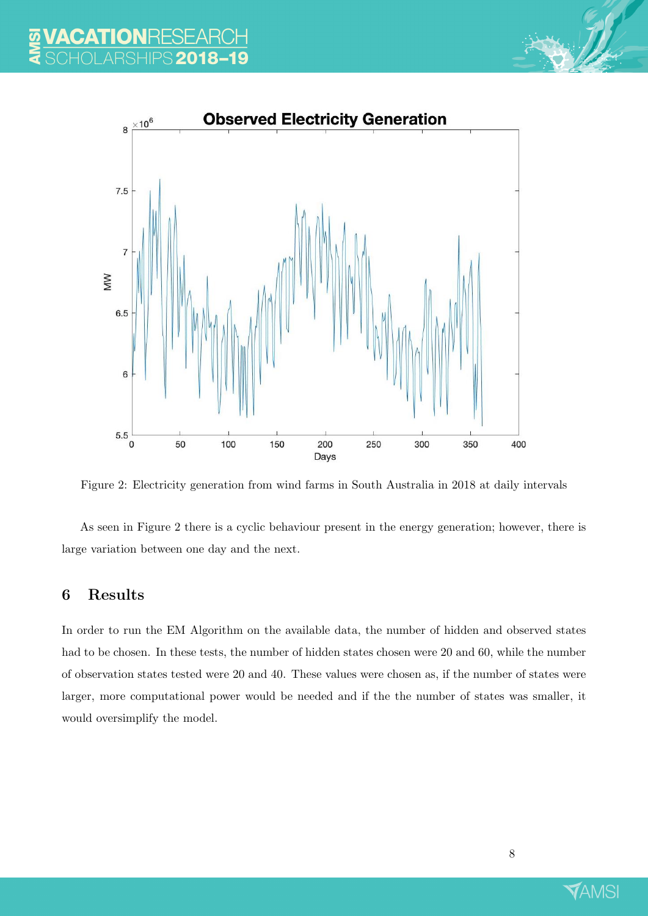Figure 2: Electricity generation from wind farms in South Australia in 2018 at daily intervals

As seen in Figure 2 there is a cyclic behaviour present in the energy generation; however, there is large variation between one day and the next.

## 6 Results

In order to run the EM Algorithm on the available data, the number of hidden and observed states had to be chosen. In these tests, the number of hidden states chosen were 20 and 60, while the number of observation states tested were 20 and 40. These values were chosen as, if the number of states were larger, more computational power would be needed and if the the number of states was smaller, it would oversimplify the model.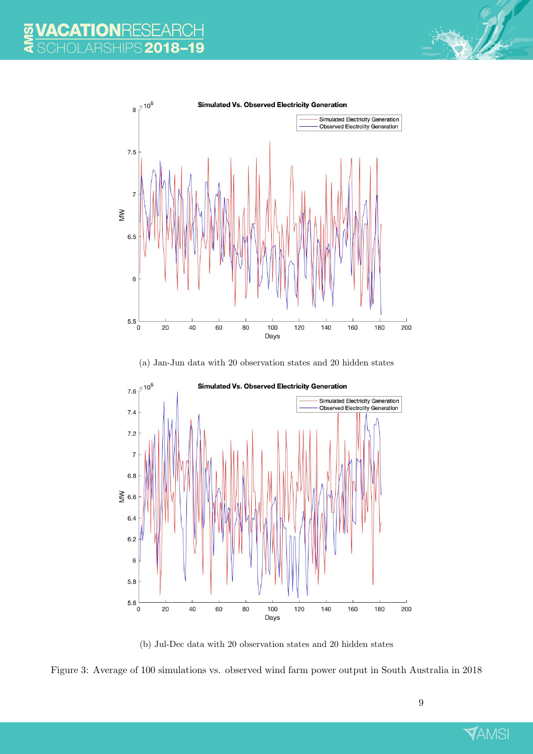(a) Jan-Jun data with 20 observation states and 20 hidden states

(b) Jul-Dec data with 20 observation states and 20 hidden states

Figure 3: Average of 100 simulations vs. observed wind farm power output in South Australia in 2018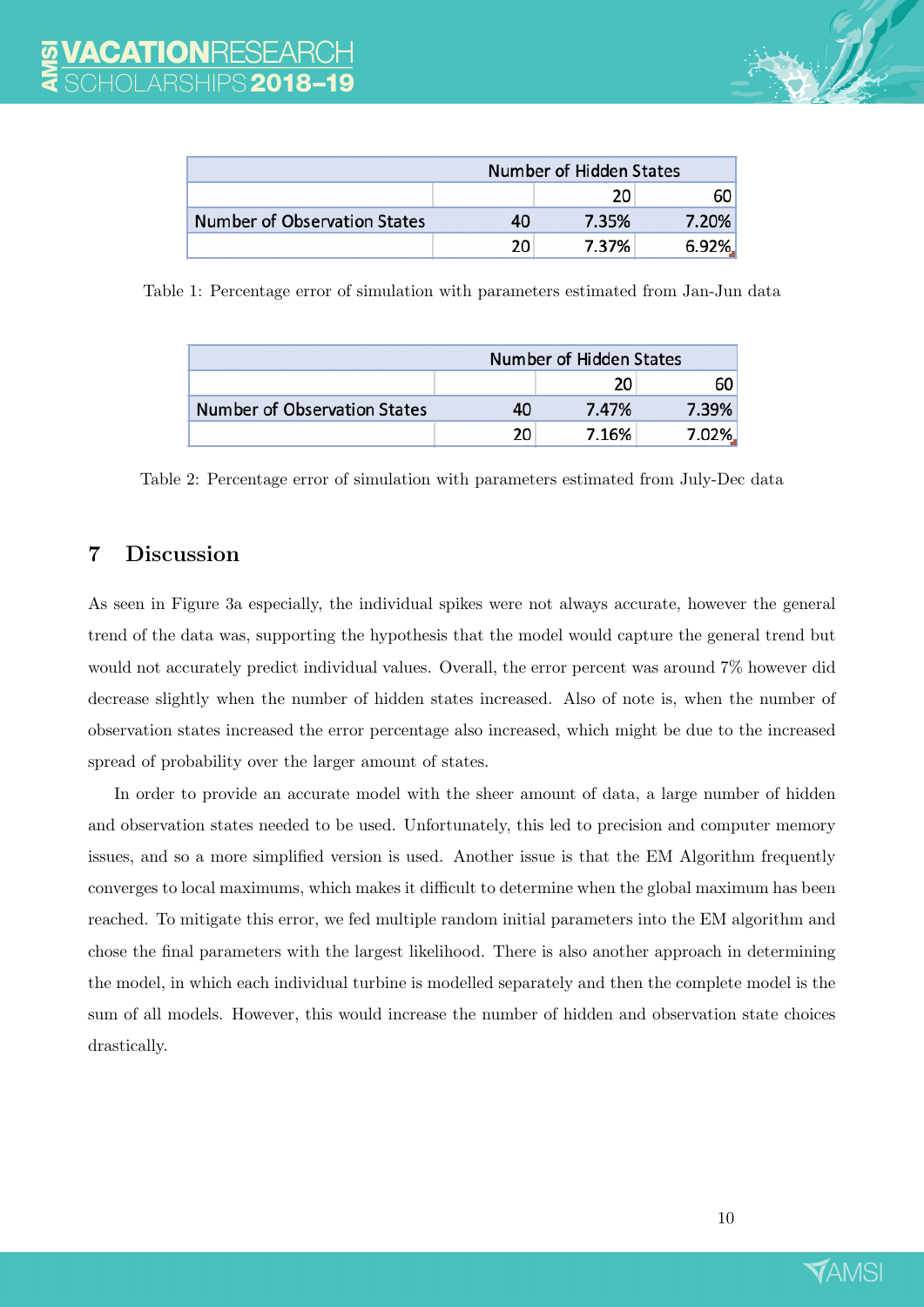| | | Number of Hidden States | |
|---|---|---|---|
| | | 20 | 60 |
| Number of Observation States | 40 | 7.35% | 7.20% |
| | 20 | 7.37% | 6.92% |

Table 1: Percentage error of simulation with parameters estimated from Jan-Jun data

| | | Number of Hidden States | |
|---|---|---|---|
| | | 20 | 60 |
| Number of Observation States | 40 | 7.47% | 7.39% |
| | 20 | 7.16% | 7.02% |

Table 2: Percentage error of simulation with parameters estimated from July-Dec data

## 7 Discussion

As seen in Figure 3a especially, the individual spikes were not always accurate, however the general trend of the data was, supporting the hypothesis that the model would capture the general trend but would not accurately predict individual values. Overall, the error percent was around 7% however did decrease slightly when the number of hidden states increased. Also of note is, when the number of observation states increased the error percentage also increased, which might be due to the increased spread of probability over the larger amount of states.

In order to provide an accurate model with the sheer amount of data, a large number of hidden and observation states needed to be used. Unfortunately, this led to precision and computer memory issues, and so a more simplified version is used. Another issue is that the EM Algorithm frequently converges to local maximums, which makes it difficult to determine when the global maximum has been reached. To mitigate this error, we fed multiple random initial parameters into the EM algorithm and chose the final parameters with the largest likelihood. There is also another approach in determining the model, in which each individual turbine is modelled separately and then the complete model is the sum of all models. However, this would increase the number of hidden and observation state choices drastically.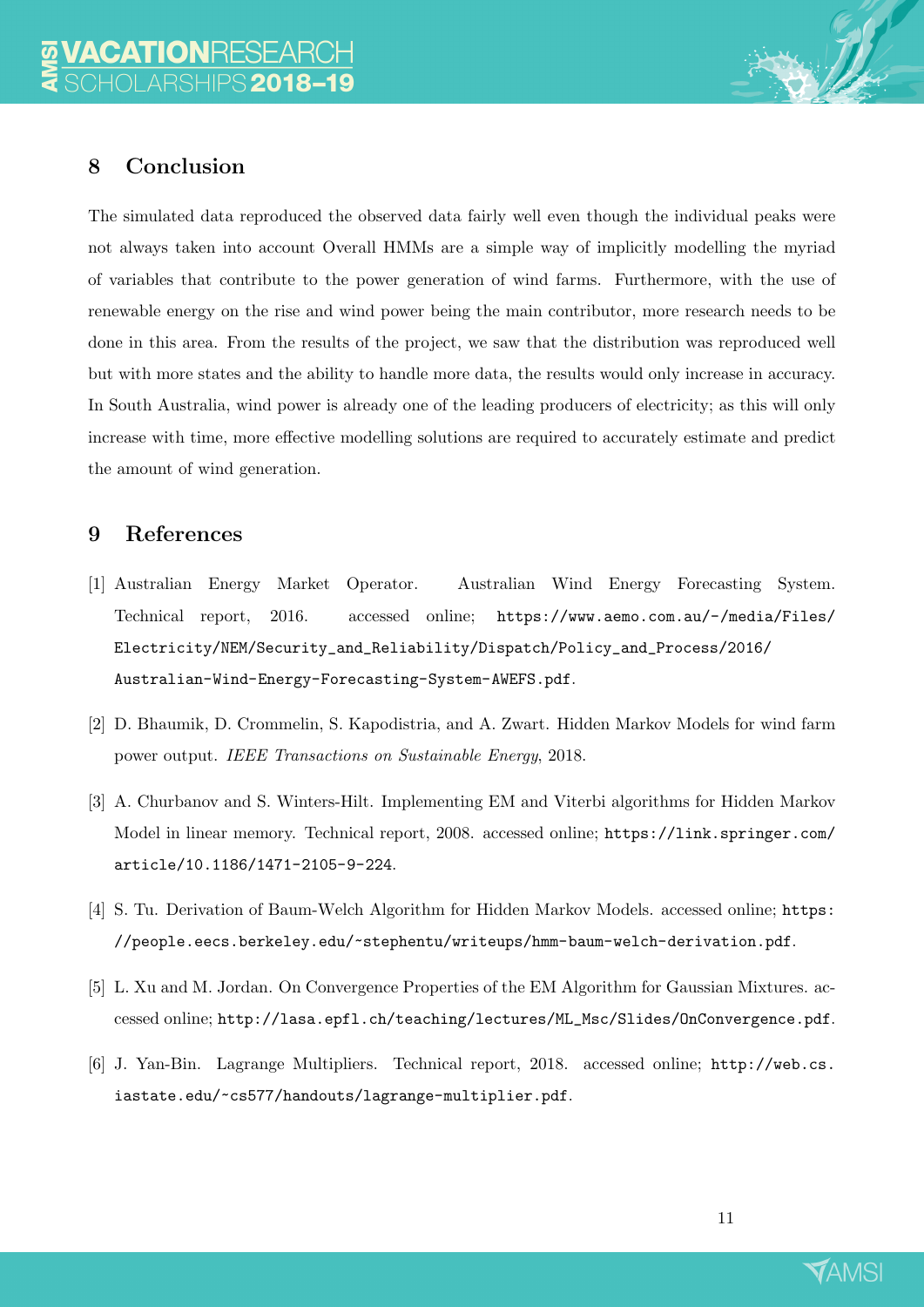## 8 Conclusion

The simulated data reproduced the observed data fairly well even though the individual peaks were not always taken into account Overall HMMs are a simple way of implicitly modelling the myriad of variables that contribute to the power generation of wind farms. Furthermore, with the use of renewable energy on the rise and wind power being the main contributor, more research needs to be done in this area. From the results of the project, we saw that the distribution was reproduced well but with more states and the ability to handle more data, the results would only increase in accuracy. In South Australia, wind power is already one of the leading producers of electricity; as this will only increase with time, more effective modelling solutions are required to accurately estimate and predict the amount of wind generation.

## 9 References

[1] Australian Energy Market Operator. Australian Wind Energy Forecasting System. Technical report, 2016. accessed online; `https://www.aemo.com.au/-/media/Files/Electricity/NEM/Security_and_Reliability/Dispatch/Policy_and_Process/2016/Australian-Wind-Energy-Forecasting-System-AWEFS.pdf`.

[2] D. Bhaumik, D. Crommelin, S. Kapodistria, and A. Zwart. Hidden Markov Models for wind farm power output. *IEEE Transactions on Sustainable Energy*, 2018.

[3] A. Churbanov and S. Winters-Hilt. Implementing EM and Viterbi algorithms for Hidden Markov Model in linear memory. Technical report, 2008. accessed online; `https://link.springer.com/article/10.1186/1471-2105-9-224`.

[4] S. Tu. Derivation of Baum-Welch Algorithm for Hidden Markov Models. accessed online; `https://people.eecs.berkeley.edu/~stephentu/writeups/hmm-baum-welch-derivation.pdf`.

[5] L. Xu and M. Jordan. On Convergence Properties of the EM Algorithm for Gaussian Mixtures. accessed online; `http://lasa.epfl.ch/teaching/lectures/ML_Msc/Slides/OnConvergence.pdf`.

[6] J. Yan-Bin. Lagrange Multipliers. Technical report, 2018. accessed online; `http://web.cs.iastate.edu/~cs577/handouts/lagrange-multiplier.pdf`.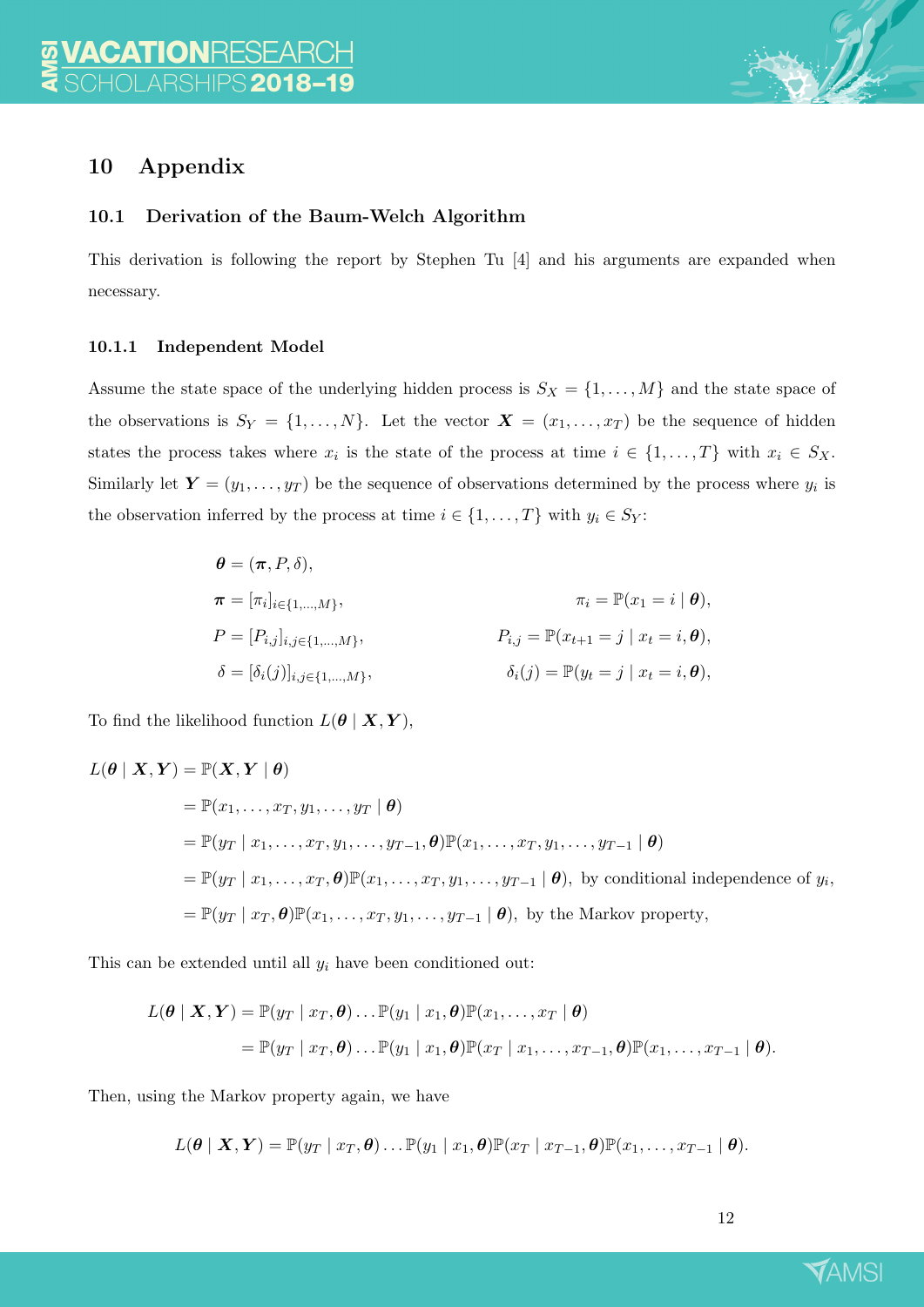# 10 Appendix

## 10.1 Derivation of the Baum-Welch Algorithm

This derivation is following the report by Stephen Tu [4] and his arguments are expanded when necessary.

### 10.1.1 Independent Model

Assume the state space of the underlying hidden process is $S_X = \{1, \dots, M\}$ and the state space of the observations is $S_Y = \{1, \dots, N\}$. Let the vector $\boldsymbol{X} = (x_1, \dots, x_T)$ be the sequence of hidden states the process takes where $x_i$ is the state of the process at time $i \in \{1, \dots, T\}$ with $x_i \in S_X$. Similarly let $\boldsymbol{Y} = (y_1, \dots, y_T)$ be the sequence of observations determined by the process where $y_i$ is the observation inferred by the process at time $i \in \{1, \dots, T\}$ with $y_i \in S_Y$:

$$
\begin{aligned}
\boldsymbol{\theta} &= (\boldsymbol{\pi}, P, \delta), \\
\boldsymbol{\pi} &= [\pi_i]_{i \in \{1,\dots,M\}}, & \pi_i &= \mathbb{P}(x_1 = i \mid \boldsymbol{\theta}), \\
P &= [P_{i,j}]_{i,j \in \{1,\dots,M\}}, & P_{i,j} &= \mathbb{P}(x_{t+1} = j \mid x_t = i, \boldsymbol{\theta}), \\
\delta &= [\delta_i(j)]_{i,j \in \{1,\dots,M\}}, & \delta_i(j) &= \mathbb{P}(y_t = j \mid x_t = i, \boldsymbol{\theta}),
\end{aligned}
$$

To find the likelihood function $L(\boldsymbol{\theta} \mid \boldsymbol{X}, \boldsymbol{Y})$,

$$
\begin{aligned}
L(\boldsymbol{\theta} \mid \boldsymbol{X}, \boldsymbol{Y}) &= \mathbb{P}(\boldsymbol{X}, \boldsymbol{Y} \mid \boldsymbol{\theta}) \\
&= \mathbb{P}(x_1, \dots, x_T, y_1, \dots, y_T \mid \boldsymbol{\theta}) \\
&= \mathbb{P}(y_T \mid x_1, \dots, x_T, y_1, \dots, y_{T-1}, \boldsymbol{\theta}) \mathbb{P}(x_1, \dots, x_T, y_1, \dots, y_{T-1} \mid \boldsymbol{\theta}) \\
&= \mathbb{P}(y_T \mid x_1, \dots, x_T, \boldsymbol{\theta}) \mathbb{P}(x_1, \dots, x_T, y_1, \dots, y_{T-1} \mid \boldsymbol{\theta}), \text{ by conditional independence of } y_i, \\
&= \mathbb{P}(y_T \mid x_T, \boldsymbol{\theta}) \mathbb{P}(x_1, \dots, x_T, y_1, \dots, y_{T-1} \mid \boldsymbol{\theta}), \text{ by the Markov property,}
\end{aligned}
$$

This can be extended until all $y_i$ have been conditioned out:

$$
\begin{aligned}
L(\boldsymbol{\theta} \mid \boldsymbol{X}, \boldsymbol{Y}) &= \mathbb{P}(y_T \mid x_T, \boldsymbol{\theta}) \dots \mathbb{P}(y_1 \mid x_1, \boldsymbol{\theta}) \mathbb{P}(x_1, \dots, x_T \mid \boldsymbol{\theta}) \\
&= \mathbb{P}(y_T \mid x_T, \boldsymbol{\theta}) \dots \mathbb{P}(y_1 \mid x_1, \boldsymbol{\theta}) \mathbb{P}(x_T \mid x_1, \dots, x_{T-1}, \boldsymbol{\theta}) \mathbb{P}(x_1, \dots, x_{T-1} \mid \boldsymbol{\theta}).
\end{aligned}
$$

Then, using the Markov property again, we have

$$
L(\boldsymbol{\theta} \mid \boldsymbol{X}, \boldsymbol{Y}) = \mathbb{P}(y_T \mid x_T, \boldsymbol{\theta}) \dots \mathbb{P}(y_1 \mid x_1, \boldsymbol{\theta}) \mathbb{P}(x_T \mid x_{T-1}, \boldsymbol{\theta}) \mathbb{P}(x_1, \dots, x_{T-1} \mid \boldsymbol{\theta}).
$$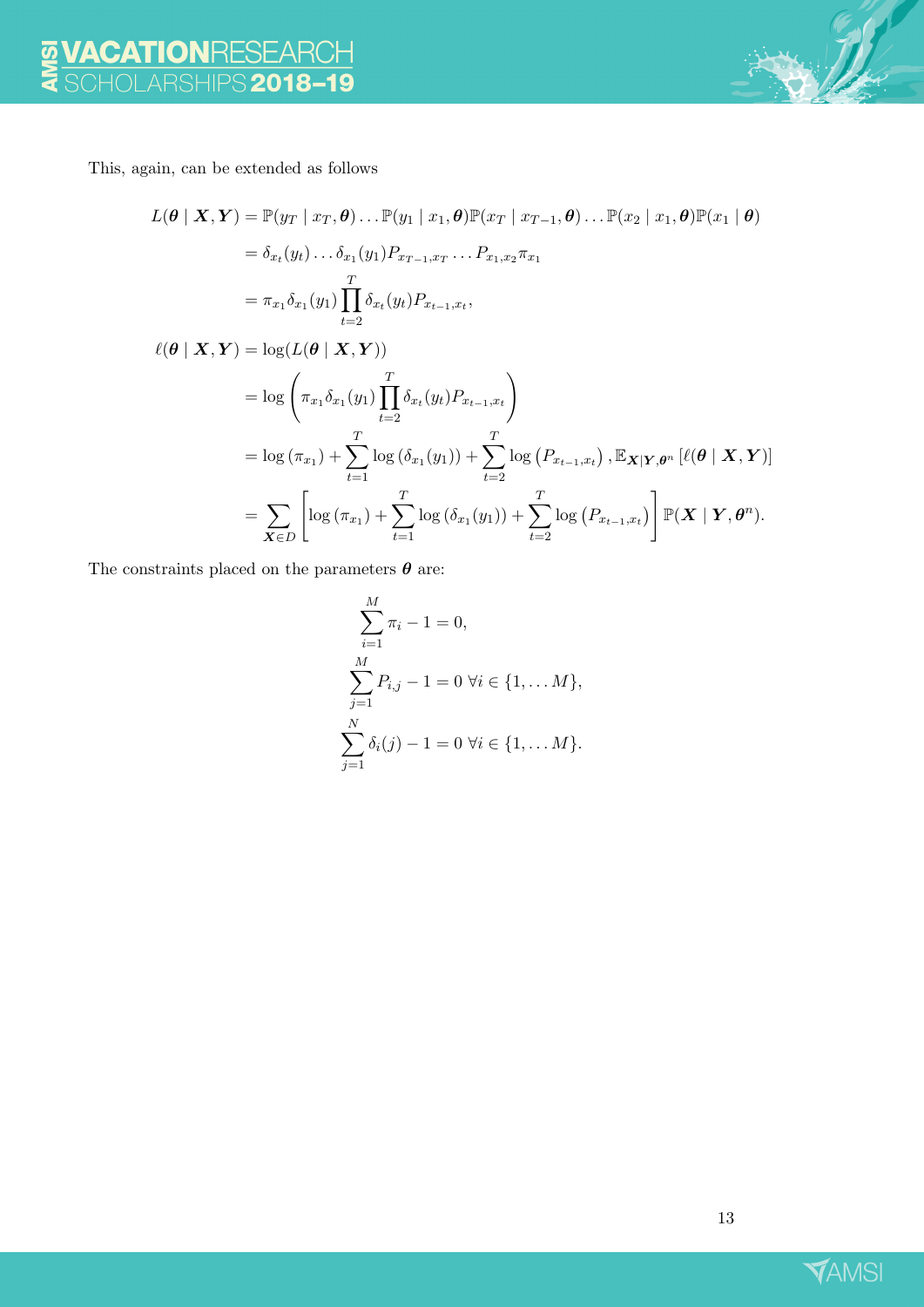This, again, can be extended as follows

$$
\begin{aligned}
L(\boldsymbol{\theta} \mid \boldsymbol{X}, \boldsymbol{Y}) &= \mathbb{P}(y_T \mid x_T, \boldsymbol{\theta}) \ldots \mathbb{P}(y_1 \mid x_1, \boldsymbol{\theta}) \mathbb{P}(x_T \mid x_{T-1}, \boldsymbol{\theta}) \ldots \mathbb{P}(x_2 \mid x_1, \boldsymbol{\theta}) \mathbb{P}(x_1 \mid \boldsymbol{\theta}) \\
&= \delta_{x_t}(y_t) \ldots \delta_{x_1}(y_1) P_{x_{T-1}, x_T} \ldots P_{x_1, x_2} \pi_{x_1} \\
&= \pi_{x_1} \delta_{x_1}(y_1) \prod_{t=2}^{T} \delta_{x_t}(y_t) P_{x_{t-1}, x_t}, \\
\ell(\boldsymbol{\theta} \mid \boldsymbol{X}, \boldsymbol{Y}) &= \log(L(\boldsymbol{\theta} \mid \boldsymbol{X}, \boldsymbol{Y})) \\
&= \log\left(\pi_{x_1} \delta_{x_1}(y_1) \prod_{t=2}^{T} \delta_{x_t}(y_t) P_{x_{t-1}, x_t}\right) \\
&= \log(\pi_{x_1}) + \sum_{t=1}^{T} \log(\delta_{x_1}(y_1)) + \sum_{t=2}^{T} \log\left(P_{x_{t-1}, x_t}\right), \mathbb{E}_{\boldsymbol{X} \mid \boldsymbol{Y}, \boldsymbol{\theta}^n}\left[\ell(\boldsymbol{\theta} \mid \boldsymbol{X}, \boldsymbol{Y})\right] \\
&= \sum_{\boldsymbol{X} \in D} \left[\log(\pi_{x_1}) + \sum_{t=1}^{T} \log(\delta_{x_1}(y_1)) + \sum_{t=2}^{T} \log\left(P_{x_{t-1}, x_t}\right)\right] \mathbb{P}(\boldsymbol{X} \mid \boldsymbol{Y}, \boldsymbol{\theta}^n).
\end{aligned}
$$

The constraints placed on the parameters $\boldsymbol{\theta}$ are:

$$
\begin{aligned}
&\sum_{i=1}^{M} \pi_i - 1 = 0, \\
&\sum_{j=1}^{M} P_{i,j} - 1 = 0 \ \forall i \in \{1, \ldots M\}, \\
&\sum_{j=1}^{N} \delta_i(j) - 1 = 0 \ \forall i \in \{1, \ldots M\}.
\end{aligned}
$$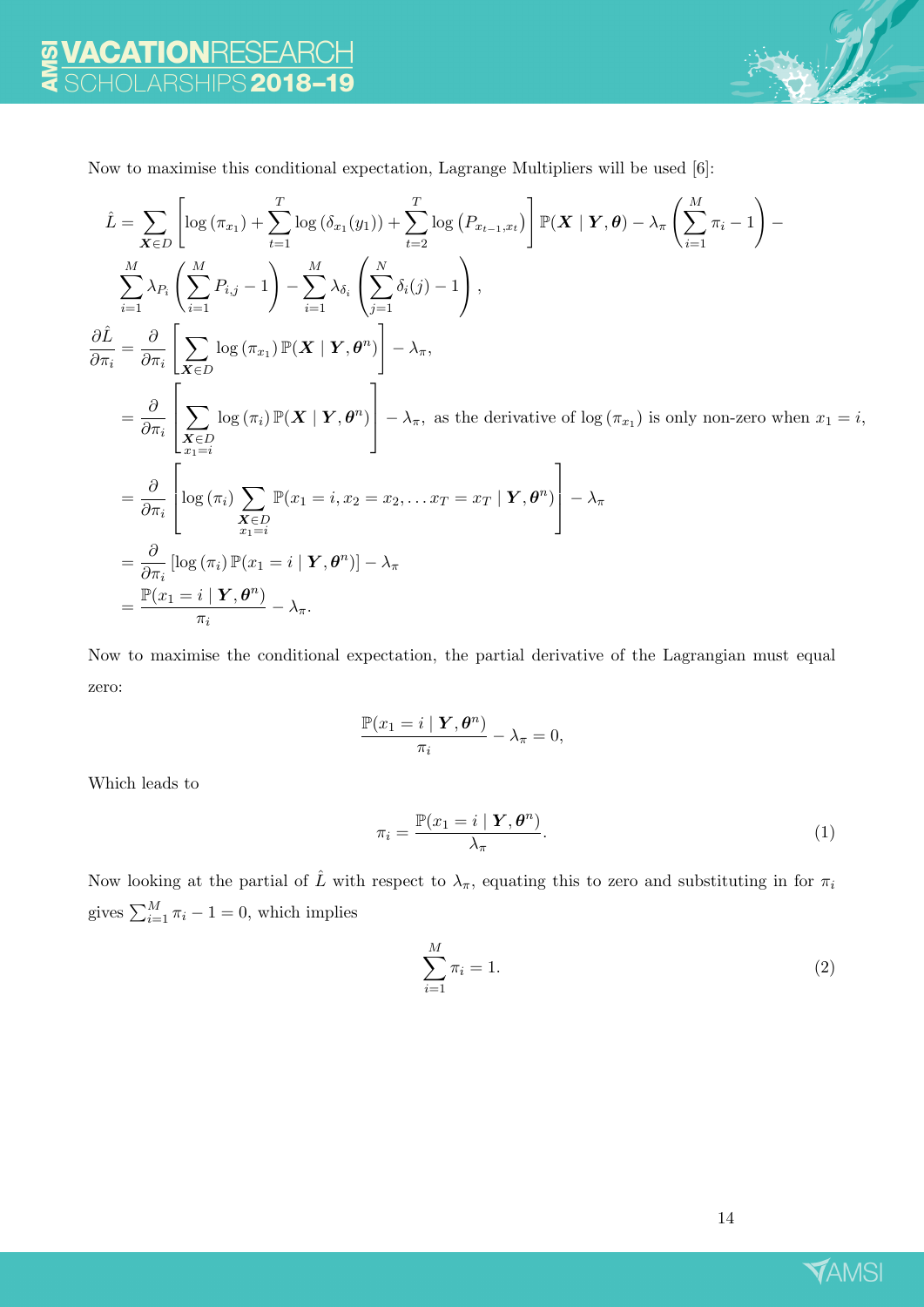Now to maximise this conditional expectation, Lagrange Multipliers will be used [6]:

$$
\begin{aligned}
\hat{L} &= \sum_{\boldsymbol{X} \in D} \left[ \log\left(\pi_{x_1}\right) + \sum_{t=1}^{T} \log\left(\delta_{x_1}(y_1)\right) + \sum_{t=2}^{T} \log\left(P_{x_{t-1},x_t}\right) \right] \mathbb{P}(\boldsymbol{X} \mid \boldsymbol{Y}, \boldsymbol{\theta}) - \lambda_\pi \left( \sum_{i=1}^{M} \pi_i - 1 \right) - \\
&\quad \sum_{i=1}^{M} \lambda_{P_i} \left( \sum_{i=1}^{M} P_{i,j} - 1 \right) - \sum_{i=1}^{M} \lambda_{\delta_i} \left( \sum_{j=1}^{N} \delta_i(j) - 1 \right), \\
\frac{\partial \hat{L}}{\partial \pi_i} &= \frac{\partial}{\partial \pi_i} \left[ \sum_{\boldsymbol{X} \in D} \log\left(\pi_{x_1}\right) \mathbb{P}(\boldsymbol{X} \mid \boldsymbol{Y}, \boldsymbol{\theta}^n) \right] - \lambda_\pi, \\
&= \frac{\partial}{\partial \pi_i} \left[ \sum_{\substack{\boldsymbol{X} \in D \\ x_1 = i}} \log\left(\pi_i\right) \mathbb{P}(\boldsymbol{X} \mid \boldsymbol{Y}, \boldsymbol{\theta}^n) \right] - \lambda_\pi, \text{ as the derivative of } \log\left(\pi_{x_1}\right) \text{ is only non-zero when } x_1 = i, \\
&= \frac{\partial}{\partial \pi_i} \left[ \log\left(\pi_i\right) \sum_{\substack{\boldsymbol{X} \in D \\ x_1 = i}} \mathbb{P}(x_1 = i, x_2 = x_2, \ldots x_T = x_T \mid \boldsymbol{Y}, \boldsymbol{\theta}^n) \right] - \lambda_\pi \\
&= \frac{\partial}{\partial \pi_i} \left[ \log\left(\pi_i\right) \mathbb{P}(x_1 = i \mid \boldsymbol{Y}, \boldsymbol{\theta}^n) \right] - \lambda_\pi \\
&= \frac{\mathbb{P}(x_1 = i \mid \boldsymbol{Y}, \boldsymbol{\theta}^n)}{\pi_i} - \lambda_\pi.
\end{aligned}
$$

Now to maximise the conditional expectation, the partial derivative of the Lagrangian must equal zero:

$$
\frac{\mathbb{P}(x_1 = i \mid \boldsymbol{Y}, \boldsymbol{\theta}^n)}{\pi_i} - \lambda_\pi = 0,
$$

Which leads to

$$
\pi_i = \frac{\mathbb{P}(x_1 = i \mid \boldsymbol{Y}, \boldsymbol{\theta}^n)}{\lambda_\pi}. \tag{1}
$$

Now looking at the partial of $\hat{L}$ with respect to $\lambda_\pi$, equating this to zero and substituting in for $\pi_i$ gives $\sum_{i=1}^{M} \pi_i - 1 = 0$, which implies

$$
\sum_{i=1}^{M} \pi_i = 1. \tag{2}
$$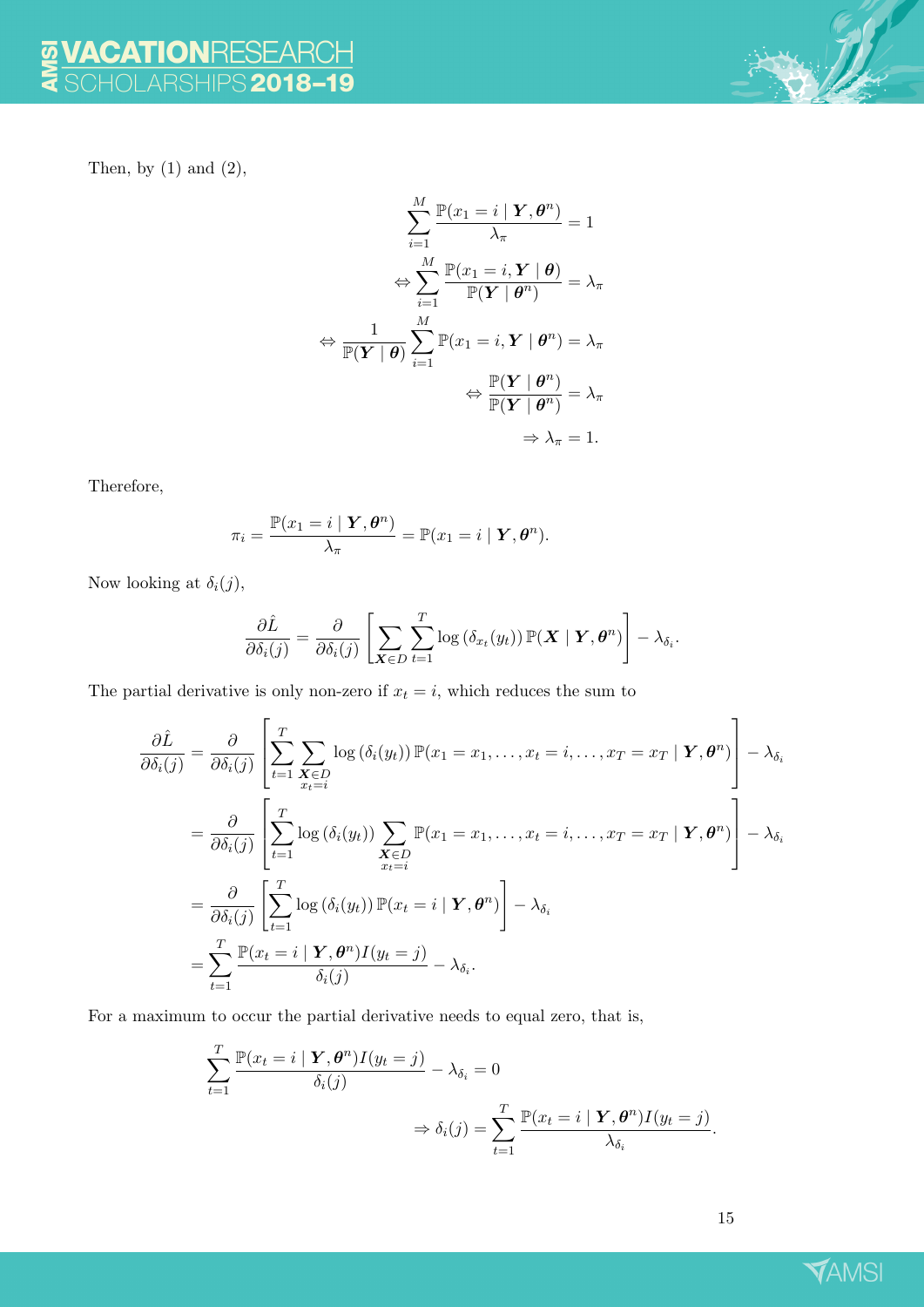Then, by (1) and (2),

$$
\begin{aligned}
\sum_{i=1}^{M} \frac{\mathbb{P}(x_1 = i \mid \boldsymbol{Y}, \boldsymbol{\theta}^n)}{\lambda_\pi} &= 1 \\
\Leftrightarrow \sum_{i=1}^{M} \frac{\mathbb{P}(x_1 = i, \boldsymbol{Y} \mid \boldsymbol{\theta})}{\mathbb{P}(\boldsymbol{Y} \mid \boldsymbol{\theta}^n)} &= \lambda_\pi \\
\Leftrightarrow \frac{1}{\mathbb{P}(\boldsymbol{Y} \mid \boldsymbol{\theta})} \sum_{i=1}^{M} \mathbb{P}(x_1 = i, \boldsymbol{Y} \mid \boldsymbol{\theta}^n) &= \lambda_\pi \\
\Leftrightarrow \frac{\mathbb{P}(\boldsymbol{Y} \mid \boldsymbol{\theta}^n)}{\mathbb{P}(\boldsymbol{Y} \mid \boldsymbol{\theta}^n)} &= \lambda_\pi \\
\Rightarrow \lambda_\pi &= 1.
\end{aligned}
$$

Therefore,

$$
\pi_i = \frac{\mathbb{P}(x_1 = i \mid \boldsymbol{Y}, \boldsymbol{\theta}^n)}{\lambda_\pi} = \mathbb{P}(x_1 = i \mid \boldsymbol{Y}, \boldsymbol{\theta}^n).
$$

Now looking at $\delta_i(j)$,

$$
\frac{\partial \hat{L}}{\partial \delta_i(j)} = \frac{\partial}{\partial \delta_i(j)} \left[ \sum_{\boldsymbol{X} \in D} \sum_{t=1}^{T} \log\left(\delta_{x_t}(y_t)\right) \mathbb{P}(\boldsymbol{X} \mid \boldsymbol{Y}, \boldsymbol{\theta}^n) \right] - \lambda_{\delta_i}.
$$

The partial derivative is only non-zero if $x_t = i$, which reduces the sum to

$$
\begin{aligned}
\frac{\partial \hat{L}}{\partial \delta_i(j)} &= \frac{\partial}{\partial \delta_i(j)} \left[ \sum_{t=1}^{T} \sum_{\substack{\boldsymbol{X} \in D \\ x_t = i}} \log\left(\delta_i(y_t)\right) \mathbb{P}(x_1 = x_1, \ldots, x_t = i, \ldots, x_T = x_T \mid \boldsymbol{Y}, \boldsymbol{\theta}^n) \right] - \lambda_{\delta_i} \\
&= \frac{\partial}{\partial \delta_i(j)} \left[ \sum_{t=1}^{T} \log\left(\delta_i(y_t)\right) \sum_{\substack{\boldsymbol{X} \in D \\ x_t = i}} \mathbb{P}(x_1 = x_1, \ldots, x_t = i, \ldots, x_T = x_T \mid \boldsymbol{Y}, \boldsymbol{\theta}^n) \right] - \lambda_{\delta_i} \\
&= \frac{\partial}{\partial \delta_i(j)} \left[ \sum_{t=1}^{T} \log\left(\delta_i(y_t)\right) \mathbb{P}(x_t = i \mid \boldsymbol{Y}, \boldsymbol{\theta}^n) \right] - \lambda_{\delta_i} \\
&= \sum_{t=1}^{T} \frac{\mathbb{P}(x_t = i \mid \boldsymbol{Y}, \boldsymbol{\theta}^n) I(y_t = j)}{\delta_i(j)} - \lambda_{\delta_i}.
\end{aligned}
$$

For a maximum to occur the partial derivative needs to equal zero, that is,

$$
\begin{aligned}
\sum_{t=1}^{T} \frac{\mathbb{P}(x_t = i \mid \boldsymbol{Y}, \boldsymbol{\theta}^n) I(y_t = j)}{\delta_i(j)} - \lambda_{\delta_i} &= 0 \\
\Rightarrow \delta_i(j) &= \sum_{t=1}^{T} \frac{\mathbb{P}(x_t = i \mid \boldsymbol{Y}, \boldsymbol{\theta}^n) I(y_t = j)}{\lambda_{\delta_i}}.
\end{aligned}
$$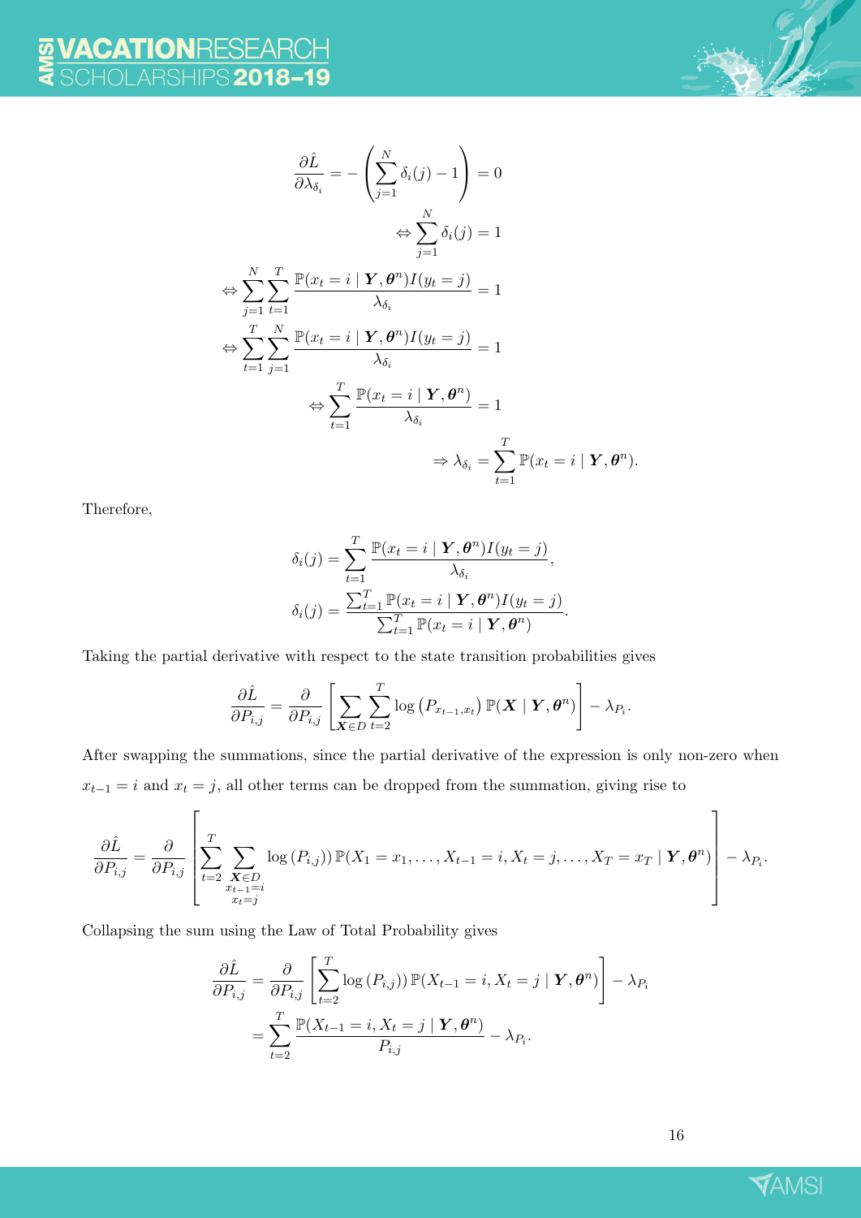$$
\begin{aligned}
\frac{\partial \hat{L}}{\partial \lambda_{\delta_i}} = -\left(\sum_{j=1}^{N} \delta_i(j) - 1\right) &= 0 \\
\Leftrightarrow \sum_{j=1}^{N} \delta_i(j) &= 1 \\
\Leftrightarrow \sum_{j=1}^{N} \sum_{t=1}^{T} \frac{\mathbb{P}(x_t = i \mid \boldsymbol{Y}, \boldsymbol{\theta}^n) I(y_t = j)}{\lambda_{\delta_i}} &= 1 \\
\Leftrightarrow \sum_{t=1}^{T} \sum_{j=1}^{N} \frac{\mathbb{P}(x_t = i \mid \boldsymbol{Y}, \boldsymbol{\theta}^n) I(y_t = j)}{\lambda_{\delta_i}} &= 1 \\
\Leftrightarrow \sum_{t=1}^{T} \frac{\mathbb{P}(x_t = i \mid \boldsymbol{Y}, \boldsymbol{\theta}^n)}{\lambda_{\delta_i}} &= 1 \\
\Rightarrow \lambda_{\delta_i} &= \sum_{t=1}^{T} \mathbb{P}(x_t = i \mid \boldsymbol{Y}, \boldsymbol{\theta}^n).
\end{aligned}
$$

Therefore,

$$
\begin{aligned}
\delta_i(j) &= \sum_{t=1}^{T} \frac{\mathbb{P}(x_t = i \mid \boldsymbol{Y}, \boldsymbol{\theta}^n) I(y_t = j)}{\lambda_{\delta_i}}, \\
\delta_i(j) &= \frac{\sum_{t=1}^{T} \mathbb{P}(x_t = i \mid \boldsymbol{Y}, \boldsymbol{\theta}^n) I(y_t = j)}{\sum_{t=1}^{T} \mathbb{P}(x_t = i \mid \boldsymbol{Y}, \boldsymbol{\theta}^n)}.
\end{aligned}
$$

Taking the partial derivative with respect to the state transition probabilities gives

$$
\frac{\partial \hat{L}}{\partial P_{i,j}} = \frac{\partial}{\partial P_{i,j}} \left[ \sum_{\boldsymbol{X} \in D} \sum_{t=2}^{T} \log\left(P_{x_{t-1}, x_t}\right) \mathbb{P}(\boldsymbol{X} \mid \boldsymbol{Y}, \boldsymbol{\theta}^n) \right] - \lambda_{P_i}.
$$

After swapping the summations, since the partial derivative of the expression is only non-zero when $x_{t-1} = i$ and $x_t = j$, all other terms can be dropped from the summation, giving rise to

$$
\frac{\partial \hat{L}}{\partial P_{i,j}} = \frac{\partial}{\partial P_{i,j}} \left[ \sum_{t=2}^{T} \sum_{\substack{\boldsymbol{X} \in D \\ x_{t-1} = i \\ x_t = j}} \log\left(P_{i,j}\right) \mathbb{P}(X_1 = x_1, \ldots, X_{t-1} = i, X_t = j, \ldots, X_T = x_T \mid \boldsymbol{Y}, \boldsymbol{\theta}^n) \right] - \lambda_{P_i}.
$$

Collapsing the sum using the Law of Total Probability gives

$$
\begin{aligned}
\frac{\partial \hat{L}}{\partial P_{i,j}} &= \frac{\partial}{\partial P_{i,j}} \left[ \sum_{t=2}^{T} \log\left(P_{i,j}\right) \mathbb{P}(X_{t-1} = i, X_t = j \mid \boldsymbol{Y}, \boldsymbol{\theta}^n) \right] - \lambda_{P_i} \\
&= \sum_{t=2}^{T} \frac{\mathbb{P}(X_{t-1} = i, X_t = j \mid \boldsymbol{Y}, \boldsymbol{\theta}^n)}{P_{i,j}} - \lambda_{P_i}.
\end{aligned}
$$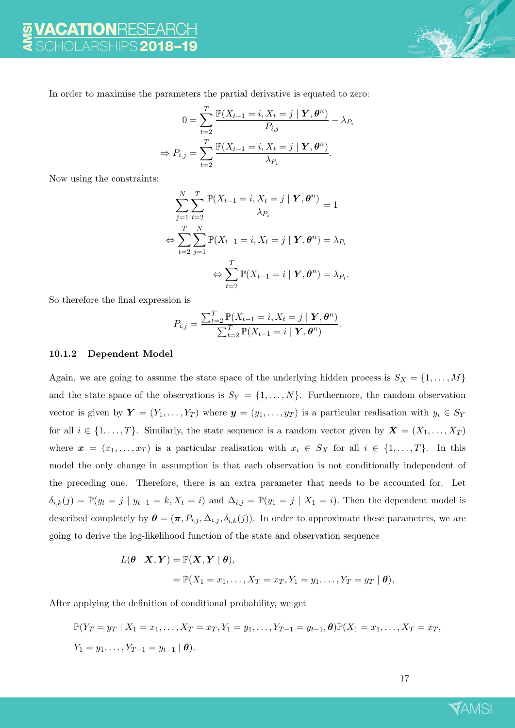In order to maximise the parameters the partial derivative is equated to zero:

$$0 = \sum_{t=2}^{T} \frac{\mathbb{P}(X_{t-1} = i, X_t = j \mid \boldsymbol{Y}, \boldsymbol{\theta}^n)}{P_{i,j}} - \lambda_{P_i}$$

$$\Rightarrow P_{i,j} = \sum_{t=2}^{T} \frac{\mathbb{P}(X_{t-1} = i, X_t = j \mid \boldsymbol{Y}, \boldsymbol{\theta}^n)}{\lambda_{P_i}}.$$

Now using the constraints:

$$\sum_{j=1}^{N} \sum_{t=2}^{T} \frac{\mathbb{P}(X_{t-1} = i, X_t = j \mid \boldsymbol{Y}, \boldsymbol{\theta}^n)}{\lambda_{P_i}} = 1$$

$$\Leftrightarrow \sum_{t=2}^{T} \sum_{j=1}^{N} \mathbb{P}(X_{t-1} = i, X_t = j \mid \boldsymbol{Y}, \boldsymbol{\theta}^n) = \lambda_{P_i}$$

$$\Leftrightarrow \sum_{t=2}^{T} \mathbb{P}(X_{t-1} = i \mid \boldsymbol{Y}, \boldsymbol{\theta}^n) = \lambda_{P_i}.$$

So therefore the final expression is

$$P_{i,j} = \frac{\sum_{t=2}^{T} \mathbb{P}(X_{t-1} = i, X_t = j \mid \boldsymbol{Y}, \boldsymbol{\theta}^n)}{\sum_{t=2}^{T} \mathbb{P}(X_{t-1} = i \mid \boldsymbol{Y}, \boldsymbol{\theta}^n)}.$$

#### 10.1.2 Dependent Model

Again, we are going to assume the state space of the underlying hidden process is $S_X = \{1, \ldots, M\}$ and the state space of the observations is $S_Y = \{1, \ldots, N\}$. Furthermore, the random observation vector is given by $\boldsymbol{Y} = (Y_1, \ldots, Y_T)$ where $\boldsymbol{y} = (y_1, \ldots, y_T)$ is a particular realisation with $y_i \in S_Y$ for all $i \in \{1, \ldots, T\}$. Similarly, the state sequence is a random vector given by $\boldsymbol{X} = (X_1, \ldots, X_T)$ where $\boldsymbol{x} = (x_1, \ldots, x_T)$ is a particular realisation with $x_i \in S_X$ for all $i \in \{1, \ldots, T\}$. In this model the only change in assumption is that each observation is not conditionally independent of the preceding one. Therefore, there is an extra parameter that needs to be accounted for. Let $\delta_{i,k}(j) = \mathbb{P}(y_t = j \mid y_{t-1} = k, X_t = i)$ and $\Delta_{i,j} = \mathbb{P}(y_1 = j \mid X_1 = i)$. Then the dependent model is described completely by $\boldsymbol{\theta} = (\boldsymbol{\pi}, P_{i,j}, \Delta_{i,j}, \delta_{i,k}(j))$. In order to approximate these parameters, we are going to derive the log-likelihood function of the state and observation sequence

$$\begin{aligned} L(\boldsymbol{\theta} \mid \boldsymbol{X}, \boldsymbol{Y}) &= \mathbb{P}(\boldsymbol{X}, \boldsymbol{Y} \mid \boldsymbol{\theta}), \\ &= \mathbb{P}(X_1 = x_1, \ldots, X_T = x_T, Y_1 = y_1, \ldots, Y_T = y_T \mid \boldsymbol{\theta}), \end{aligned}$$

After applying the definition of conditional probability, we get

$$\mathbb{P}(Y_T = y_T \mid X_1 = x_1, \ldots, X_T = x_T, Y_1 = y_1, \ldots, Y_{T-1} = y_{t-1}, \boldsymbol{\theta})\mathbb{P}(X_1 = x_1, \ldots, X_T = x_T,$$
$$Y_1 = y_1, \ldots, Y_{T-1} = y_{t-1} \mid \boldsymbol{\theta}).$$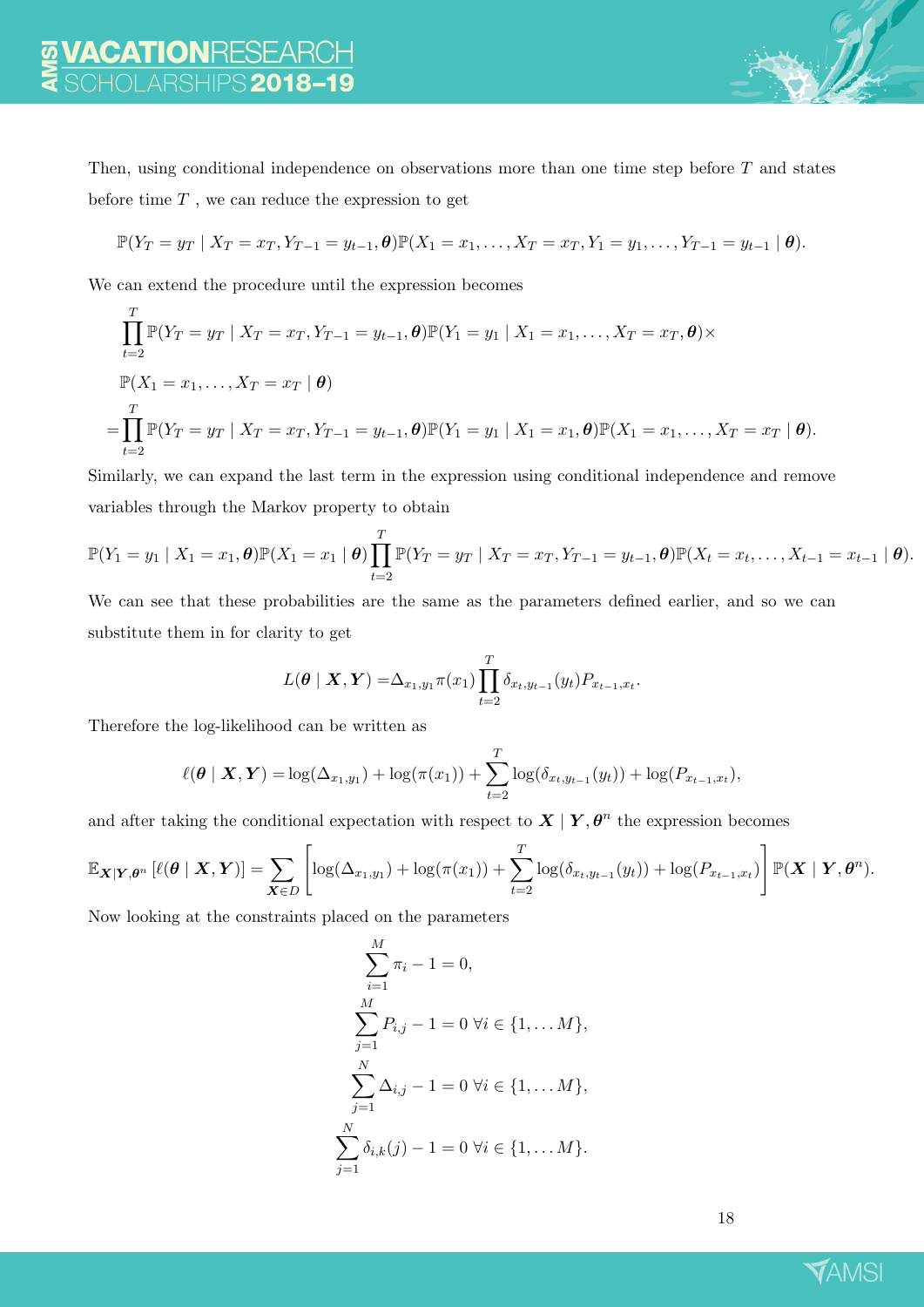Then, using conditional independence on observations more than one time step before $T$ and states before time $T$ , we can reduce the expression to get

$$\mathbb{P}(Y_T = y_T \mid X_T = x_T, Y_{T-1} = y_{t-1}, \boldsymbol{\theta})\mathbb{P}(X_1 = x_1, \dots, X_T = x_T, Y_1 = y_1, \dots, Y_{T-1} = y_{t-1} \mid \boldsymbol{\theta}).$$

We can extend the procedure until the expression becomes

$$\begin{aligned}
&\prod_{t=2}^{T} \mathbb{P}(Y_T = y_T \mid X_T = x_T, Y_{T-1} = y_{t-1}, \boldsymbol{\theta})\mathbb{P}(Y_1 = y_1 \mid X_1 = x_1, \dots, X_T = x_T, \boldsymbol{\theta}) \times \\
&\mathbb{P}(X_1 = x_1, \dots, X_T = x_T \mid \boldsymbol{\theta}) \\
=&\prod_{t=2}^{T} \mathbb{P}(Y_T = y_T \mid X_T = x_T, Y_{T-1} = y_{t-1}, \boldsymbol{\theta})\mathbb{P}(Y_1 = y_1 \mid X_1 = x_1, \boldsymbol{\theta})\mathbb{P}(X_1 = x_1, \dots, X_T = x_T \mid \boldsymbol{\theta}).
\end{aligned}$$

Similarly, we can expand the last term in the expression using conditional independence and remove variables through the Markov property to obtain

$$\mathbb{P}(Y_1 = y_1 \mid X_1 = x_1, \boldsymbol{\theta})\mathbb{P}(X_1 = x_1 \mid \boldsymbol{\theta}) \prod_{t=2}^{T} \mathbb{P}(Y_T = y_T \mid X_T = x_T, Y_{T-1} = y_{t-1}, \boldsymbol{\theta})\mathbb{P}(X_t = x_t, \dots, X_{t-1} = x_{t-1} \mid \boldsymbol{\theta}).$$

We can see that these probabilities are the same as the parameters defined earlier, and so we can substitute them in for clarity to get

$$L(\boldsymbol{\theta} \mid \boldsymbol{X}, \boldsymbol{Y}) = \Delta_{x_1, y_1} \pi(x_1) \prod_{t=2}^{T} \delta_{x_t, y_{t-1}}(y_t) P_{x_{t-1}, x_t}.$$

Therefore the log-likelihood can be written as

$$\ell(\boldsymbol{\theta} \mid \boldsymbol{X}, \boldsymbol{Y}) = \log(\Delta_{x_1, y_1}) + \log(\pi(x_1)) + \sum_{t=2}^{T} \log(\delta_{x_t, y_{t-1}}(y_t)) + \log(P_{x_{t-1}, x_t}),$$

and after taking the conditional expectation with respect to $\boldsymbol{X} \mid \boldsymbol{Y}, \boldsymbol{\theta}^n$ the expression becomes

$$\mathbb{E}_{\boldsymbol{X}|\boldsymbol{Y},\boldsymbol{\theta}^n}\left[\ell(\boldsymbol{\theta} \mid \boldsymbol{X}, \boldsymbol{Y})\right] = \sum_{\boldsymbol{X} \in D} \left[\log(\Delta_{x_1, y_1}) + \log(\pi(x_1)) + \sum_{t=2}^{T} \log(\delta_{x_t, y_{t-1}}(y_t)) + \log(P_{x_{t-1}, x_t})\right] \mathbb{P}(\boldsymbol{X} \mid \boldsymbol{Y}, \boldsymbol{\theta}^n).$$

Now looking at the constraints placed on the parameters

$$\begin{aligned}
\sum_{i=1}^{M} \pi_i - 1 &= 0, \\
\sum_{j=1}^{M} P_{i,j} - 1 &= 0 \ \forall i \in \{1, \dots M\}, \\
\sum_{j=1}^{N} \Delta_{i,j} - 1 &= 0 \ \forall i \in \{1, \dots M\}, \\
\sum_{j=1}^{N} \delta_{i,k}(j) - 1 &= 0 \ \forall i \in \{1, \dots M\}.
\end{aligned}$$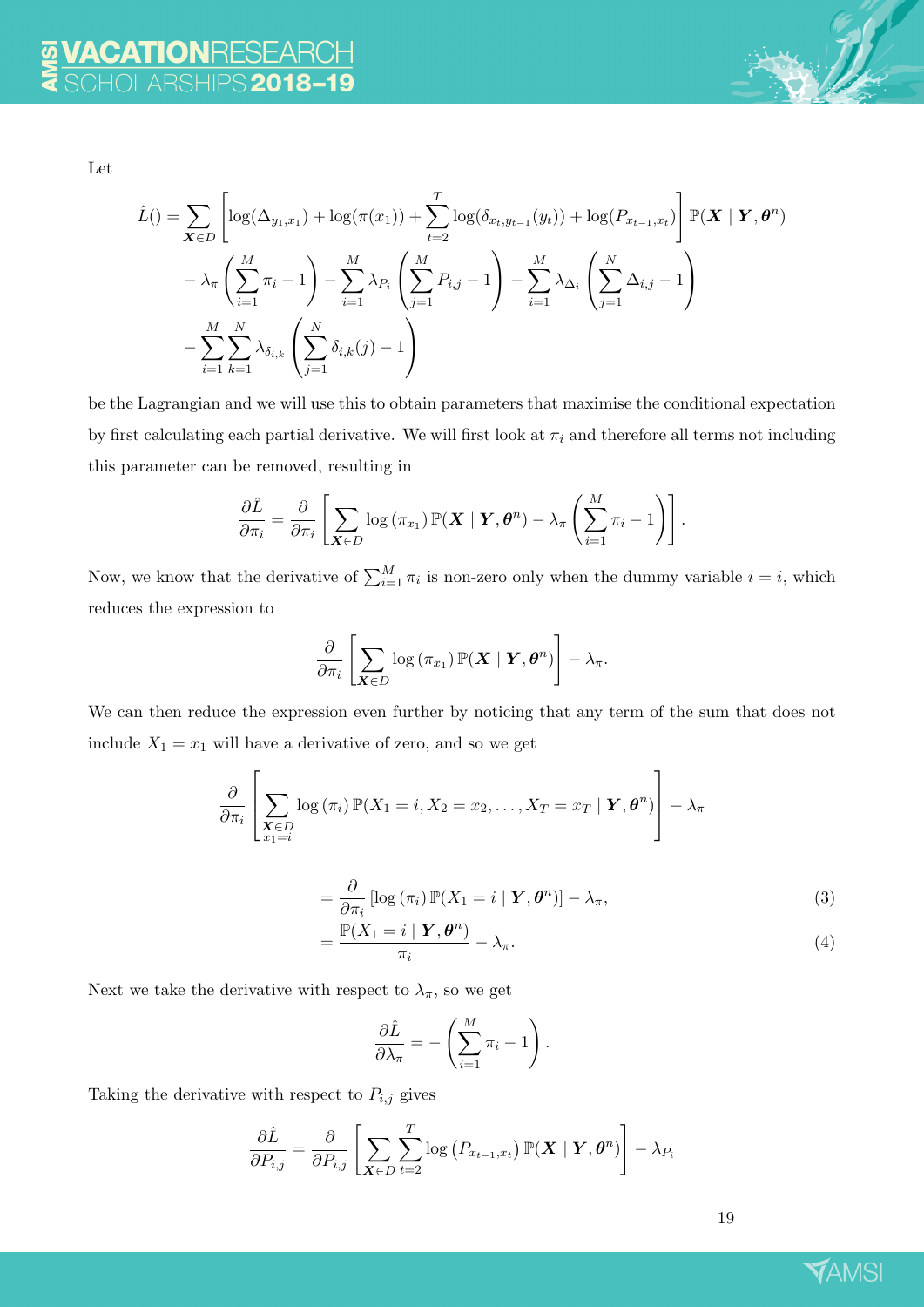Let

$$
\begin{aligned}
\hat{L}() = &\sum_{\boldsymbol{X} \in D} \left[ \log(\Delta_{y_1, x_1}) + \log(\pi(x_1)) + \sum_{t=2}^{T} \log(\delta_{x_t, y_{t-1}}(y_t)) + \log(P_{x_{t-1}, x_t}) \right] \mathbb{P}(\boldsymbol{X} \mid \boldsymbol{Y}, \boldsymbol{\theta}^n) \\
&- \lambda_\pi \left( \sum_{i=1}^{M} \pi_i - 1 \right) - \sum_{i=1}^{M} \lambda_{P_i} \left( \sum_{j=1}^{M} P_{i,j} - 1 \right) - \sum_{i=1}^{M} \lambda_{\Delta_i} \left( \sum_{j=1}^{N} \Delta_{i,j} - 1 \right) \\
&- \sum_{i=1}^{M} \sum_{k=1}^{N} \lambda_{\delta_{i,k}} \left( \sum_{j=1}^{N} \delta_{i,k}(j) - 1 \right)
\end{aligned}
$$

be the Lagrangian and we will use this to obtain parameters that maximise the conditional expectation by first calculating each partial derivative. We will first look at $\pi_i$ and therefore all terms not including this parameter can be removed, resulting in

$$
\frac{\partial \hat{L}}{\partial \pi_i} = \frac{\partial}{\partial \pi_i} \left[ \sum_{\boldsymbol{X} \in D} \log\left(\pi_{x_1}\right) \mathbb{P}(\boldsymbol{X} \mid \boldsymbol{Y}, \boldsymbol{\theta}^n) - \lambda_\pi \left( \sum_{i=1}^{M} \pi_i - 1 \right) \right].
$$

Now, we know that the derivative of $\sum_{i=1}^{M} \pi_i$ is non-zero only when the dummy variable $i = i$, which reduces the expression to

$$
\frac{\partial}{\partial \pi_i} \left[ \sum_{\boldsymbol{X} \in D} \log\left(\pi_{x_1}\right) \mathbb{P}(\boldsymbol{X} \mid \boldsymbol{Y}, \boldsymbol{\theta}^n) \right] - \lambda_\pi.
$$

We can then reduce the expression even further by noticing that any term of the sum that does not include $X_1 = x_1$ will have a derivative of zero, and so we get

$$
\frac{\partial}{\partial \pi_i} \left[ \sum_{\substack{\boldsymbol{X} \in D \\ x_1 = i}} \log\left(\pi_i\right) \mathbb{P}(X_1 = i, X_2 = x_2, \ldots, X_T = x_T \mid \boldsymbol{Y}, \boldsymbol{\theta}^n) \right] - \lambda_\pi
$$

$$
= \frac{\partial}{\partial \pi_i} \left[ \log\left(\pi_i\right) \mathbb{P}(X_1 = i \mid \boldsymbol{Y}, \boldsymbol{\theta}^n) \right] - \lambda_\pi, \tag{3}
$$

$$
= \frac{\mathbb{P}(X_1 = i \mid \boldsymbol{Y}, \boldsymbol{\theta}^n)}{\pi_i} - \lambda_\pi. \tag{4}
$$

Next we take the derivative with respect to $\lambda_\pi$, so we get

$$
\frac{\partial \hat{L}}{\partial \lambda_\pi} = - \left( \sum_{i=1}^{M} \pi_i - 1 \right).
$$

Taking the derivative with respect to $P_{i,j}$ gives

$$
\frac{\partial \hat{L}}{\partial P_{i,j}} = \frac{\partial}{\partial P_{i,j}} \left[ \sum_{\boldsymbol{X} \in D} \sum_{t=2}^{T} \log\left(P_{x_{t-1}, x_t}\right) \mathbb{P}(\boldsymbol{X} \mid \boldsymbol{Y}, \boldsymbol{\theta}^n) \right] - \lambda_{P_i}
$$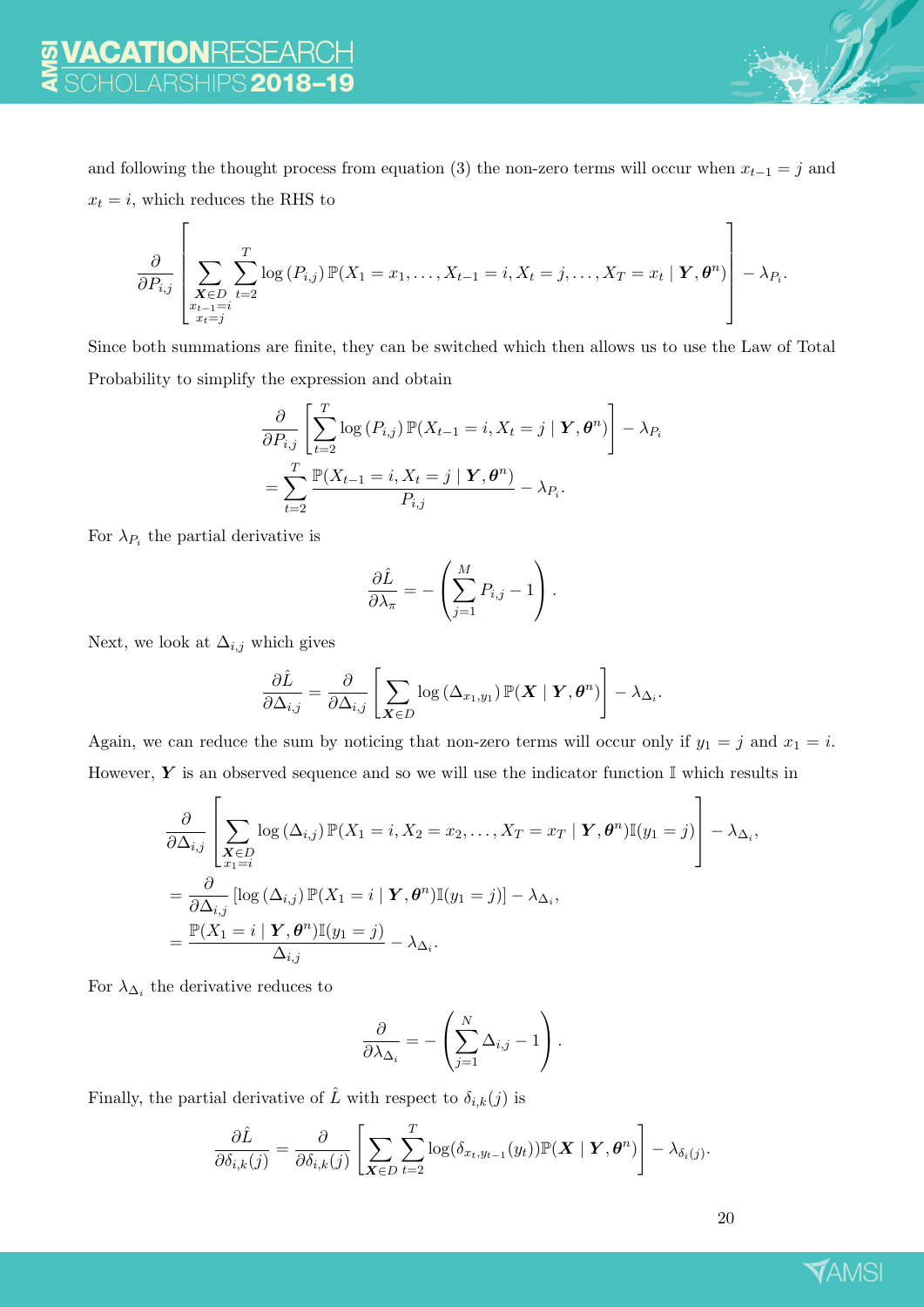and following the thought process from equation (3) the non-zero terms will occur when $x_{t-1} = j$ and $x_t = i$, which reduces the RHS to

$$\frac{\partial}{\partial P_{i,j}} \left[ \sum_{\substack{\boldsymbol{X} \in D \\ x_{t-1}=i \\ x_t = j}} \sum_{t=2}^{T} \log(P_{i,j}) \, \mathbb{P}(X_1 = x_1, \ldots, X_{t-1} = i, X_t = j, \ldots, X_T = x_t \mid \boldsymbol{Y}, \boldsymbol{\theta}^n) \right] - \lambda_{P_i}.$$

Since both summations are finite, they can be switched which then allows us to use the Law of Total Probability to simplify the expression and obtain

$$\begin{aligned}
&\frac{\partial}{\partial P_{i,j}} \left[ \sum_{t=2}^{T} \log(P_{i,j}) \, \mathbb{P}(X_{t-1} = i, X_t = j \mid \boldsymbol{Y}, \boldsymbol{\theta}^n) \right] - \lambda_{P_i} \\
&= \sum_{t=2}^{T} \frac{\mathbb{P}(X_{t-1} = i, X_t = j \mid \boldsymbol{Y}, \boldsymbol{\theta}^n)}{P_{i,j}} - \lambda_{P_i}.
\end{aligned}$$

For $\lambda_{P_i}$ the partial derivative is

$$\frac{\partial \hat{L}}{\partial \lambda_\pi} = -\left( \sum_{j=1}^{M} P_{i,j} - 1 \right).$$

Next, we look at $\Delta_{i,j}$ which gives

$$\frac{\partial \hat{L}}{\partial \Delta_{i,j}} = \frac{\partial}{\partial \Delta_{i,j}} \left[ \sum_{\boldsymbol{X} \in D} \log(\Delta_{x_1, y_1}) \, \mathbb{P}(\boldsymbol{X} \mid \boldsymbol{Y}, \boldsymbol{\theta}^n) \right] - \lambda_{\Delta_i}.$$

Again, we can reduce the sum by noticing that non-zero terms will occur only if $y_1 = j$ and $x_1 = i$. However, $\boldsymbol{Y}$ is an observed sequence and so we will use the indicator function $\mathbb{I}$ which results in

$$\begin{aligned}
&\frac{\partial}{\partial \Delta_{i,j}} \left[ \sum_{\substack{\boldsymbol{X} \in D \\ x_1 = i}} \log(\Delta_{i,j}) \, \mathbb{P}(X_1 = i, X_2 = x_2, \ldots, X_T = x_T \mid \boldsymbol{Y}, \boldsymbol{\theta}^n) \mathbb{I}(y_1 = j) \right] - \lambda_{\Delta_i}, \\
&= \frac{\partial}{\partial \Delta_{i,j}} \left[ \log(\Delta_{i,j}) \, \mathbb{P}(X_1 = i \mid \boldsymbol{Y}, \boldsymbol{\theta}^n) \mathbb{I}(y_1 = j) \right] - \lambda_{\Delta_i}, \\
&= \frac{\mathbb{P}(X_1 = i \mid \boldsymbol{Y}, \boldsymbol{\theta}^n) \mathbb{I}(y_1 = j)}{\Delta_{i,j}} - \lambda_{\Delta_i}.
\end{aligned}$$

For $\lambda_{\Delta_i}$ the derivative reduces to

$$\frac{\partial}{\partial \lambda_{\Delta_i}} = -\left( \sum_{j=1}^{N} \Delta_{i,j} - 1 \right).$$

Finally, the partial derivative of $\hat{L}$ with respect to $\delta_{i,k}(j)$ is

$$\frac{\partial \hat{L}}{\partial \delta_{i,k}(j)} = \frac{\partial}{\partial \delta_{i,k}(j)} \left[ \sum_{\boldsymbol{X} \in D} \sum_{t=2}^{T} \log(\delta_{x_t, y_{t-1}}(y_t)) \mathbb{P}(\boldsymbol{X} \mid \boldsymbol{Y}, \boldsymbol{\theta}^n) \right] - \lambda_{\delta_i(j)}.$$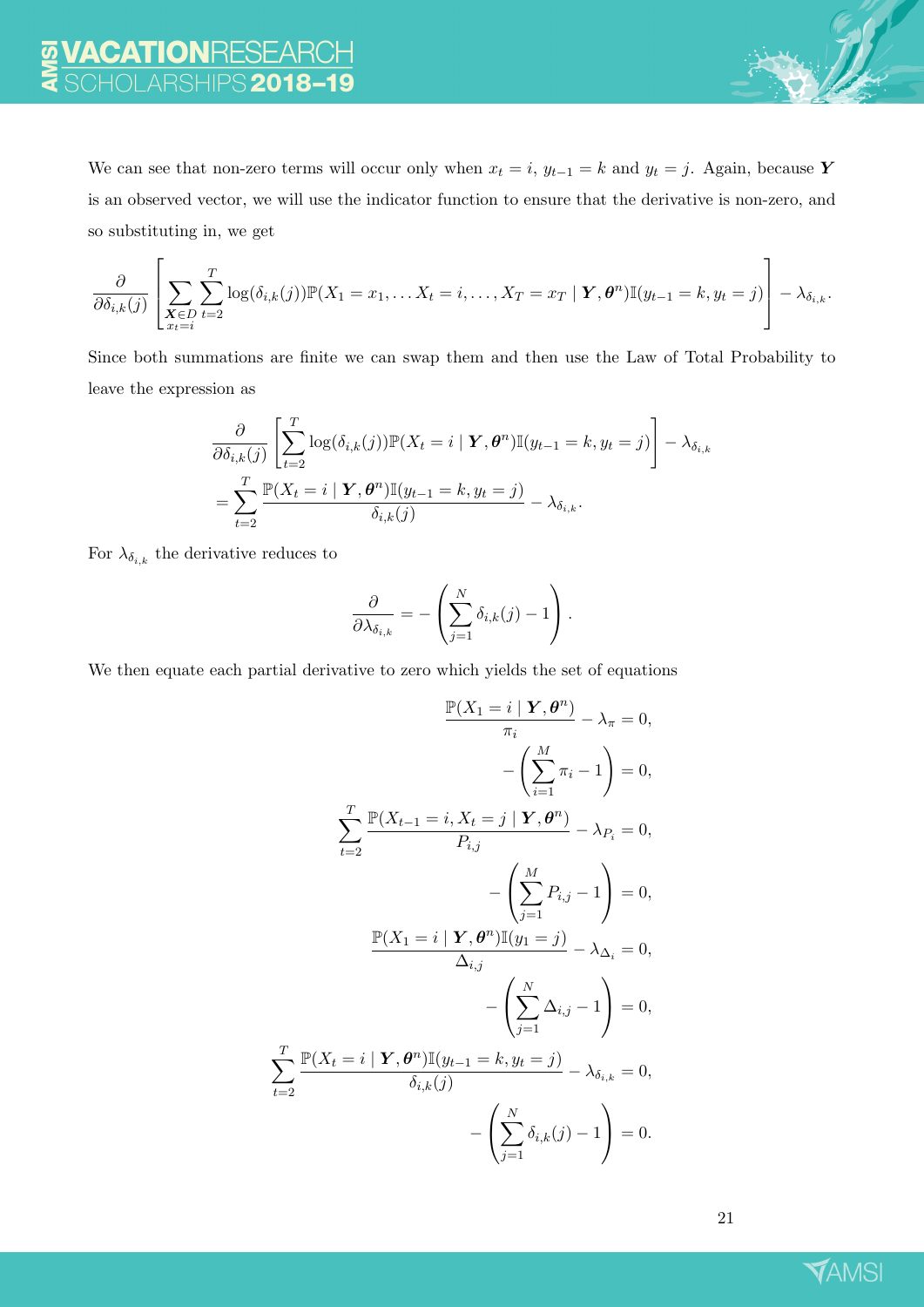We can see that non-zero terms will occur only when $x_t = i$, $y_{t-1} = k$ and $y_t = j$. Again, because $\boldsymbol{Y}$ is an observed vector, we will use the indicator function to ensure that the derivative is non-zero, and so substituting in, we get

$$\frac{\partial}{\partial \delta_{i,k}(j)} \left[ \sum_{\substack{\boldsymbol{X} \in D \\ x_t = i}} \sum_{t=2}^{T} \log(\delta_{i,k}(j)) \mathbb{P}(X_1 = x_1, \dots X_t = i, \dots, X_T = x_T \mid \boldsymbol{Y}, \boldsymbol{\theta}^n) \mathbb{I}(y_{t-1} = k, y_t = j) \right] - \lambda_{\delta_{i,k}}.$$

Since both summations are finite we can swap them and then use the Law of Total Probability to leave the expression as

$$\begin{aligned}
&\frac{\partial}{\partial \delta_{i,k}(j)} \left[ \sum_{t=2}^{T} \log(\delta_{i,k}(j)) \mathbb{P}(X_t = i \mid \boldsymbol{Y}, \boldsymbol{\theta}^n) \mathbb{I}(y_{t-1} = k, y_t = j) \right] - \lambda_{\delta_{i,k}} \\
&= \sum_{t=2}^{T} \frac{\mathbb{P}(X_t = i \mid \boldsymbol{Y}, \boldsymbol{\theta}^n) \mathbb{I}(y_{t-1} = k, y_t = j)}{\delta_{i,k}(j)} - \lambda_{\delta_{i,k}}.
\end{aligned}$$

For $\lambda_{\delta_{i,k}}$ the derivative reduces to

$$\frac{\partial}{\partial \lambda_{\delta_{i,k}}} = -\left( \sum_{j=1}^{N} \delta_{i,k}(j) - 1 \right).$$

We then equate each partial derivative to zero which yields the set of equations

$$\begin{aligned}
\frac{\mathbb{P}(X_1 = i \mid \boldsymbol{Y}, \boldsymbol{\theta}^n)}{\pi_i} - \lambda_{\pi} &= 0, \\
-\left( \sum_{i=1}^{M} \pi_i - 1 \right) &= 0, \\
\sum_{t=2}^{T} \frac{\mathbb{P}(X_{t-1} = i, X_t = j \mid \boldsymbol{Y}, \boldsymbol{\theta}^n)}{P_{i,j}} - \lambda_{P_i} &= 0, \\
-\left( \sum_{j=1}^{M} P_{i,j} - 1 \right) &= 0, \\
\frac{\mathbb{P}(X_1 = i \mid \boldsymbol{Y}, \boldsymbol{\theta}^n) \mathbb{I}(y_1 = j)}{\Delta_{i,j}} - \lambda_{\Delta_i} &= 0, \\
-\left( \sum_{j=1}^{N} \Delta_{i,j} - 1 \right) &= 0, \\
\sum_{t=2}^{T} \frac{\mathbb{P}(X_t = i \mid \boldsymbol{Y}, \boldsymbol{\theta}^n) \mathbb{I}(y_{t-1} = k, y_t = j)}{\delta_{i,k}(j)} - \lambda_{\delta_{i,k}} &= 0, \\
-\left( \sum_{j=1}^{N} \delta_{i,k}(j) - 1 \right) &= 0.
\end{aligned}$$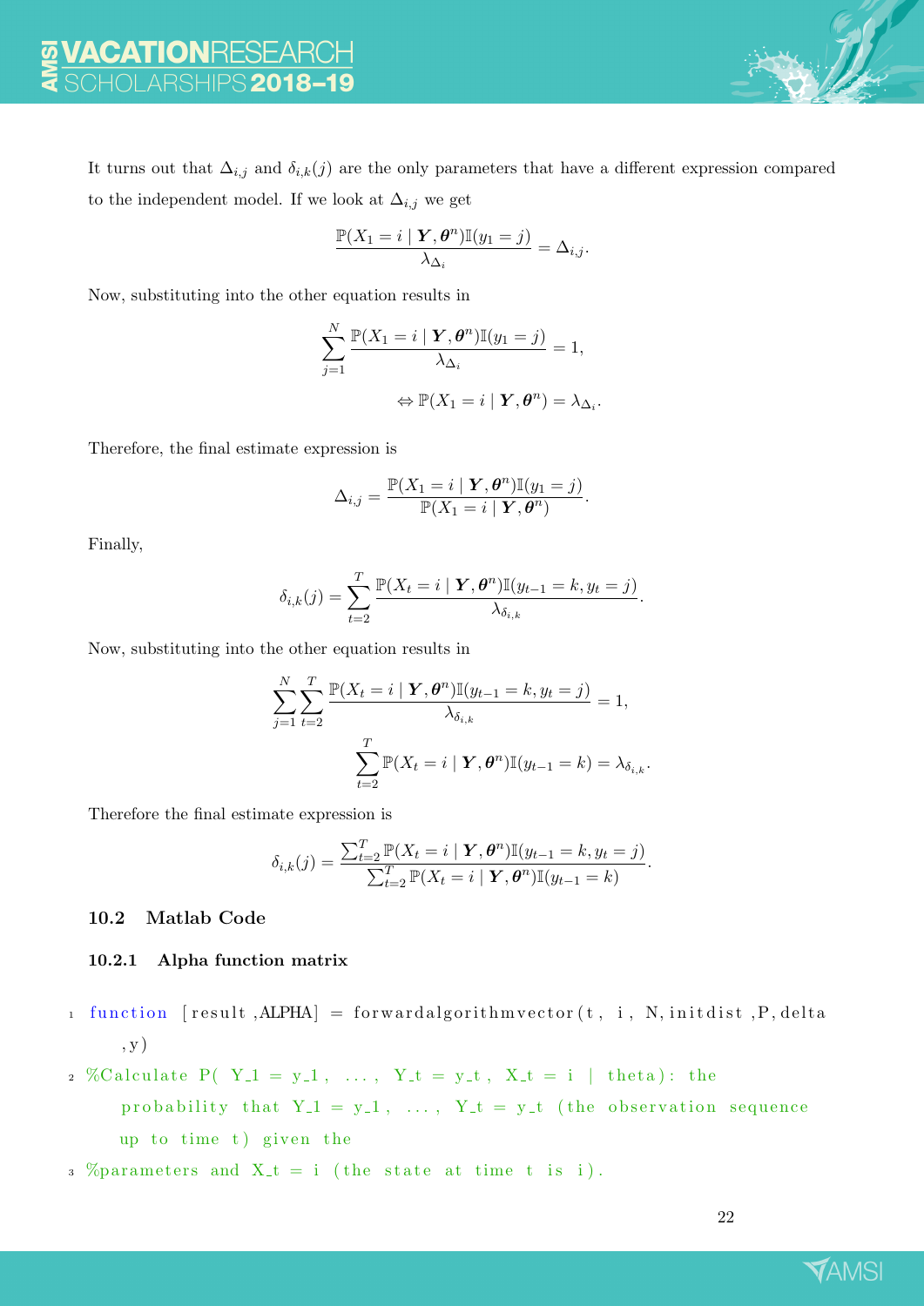It turns out that $\Delta_{i,j}$ and $\delta_{i,k}(j)$ are the only parameters that have a different expression compared to the independent model. If we look at $\Delta_{i,j}$ we get

$$\frac{\mathbb{P}(X_1 = i \mid \boldsymbol{Y}, \boldsymbol{\theta}^n)\mathbb{I}(y_1 = j)}{\lambda_{\Delta_i}} = \Delta_{i,j}.$$

Now, substituting into the other equation results in

$$\sum_{j=1}^{N} \frac{\mathbb{P}(X_1 = i \mid \boldsymbol{Y}, \boldsymbol{\theta}^n)\mathbb{I}(y_1 = j)}{\lambda_{\Delta_i}} = 1,$$

$$\Leftrightarrow \mathbb{P}(X_1 = i \mid \boldsymbol{Y}, \boldsymbol{\theta}^n) = \lambda_{\Delta_i}.$$

Therefore, the final estimate expression is

$$\Delta_{i,j} = \frac{\mathbb{P}(X_1 = i \mid \boldsymbol{Y}, \boldsymbol{\theta}^n)\mathbb{I}(y_1 = j)}{\mathbb{P}(X_1 = i \mid \boldsymbol{Y}, \boldsymbol{\theta}^n)}.$$

Finally,

$$\delta_{i,k}(j) = \sum_{t=2}^{T} \frac{\mathbb{P}(X_t = i \mid \boldsymbol{Y}, \boldsymbol{\theta}^n)\mathbb{I}(y_{t-1} = k, y_t = j)}{\lambda_{\delta_{i,k}}}.$$

Now, substituting into the other equation results in

$$\sum_{j=1}^{N}\sum_{t=2}^{T} \frac{\mathbb{P}(X_t = i \mid \boldsymbol{Y}, \boldsymbol{\theta}^n)\mathbb{I}(y_{t-1} = k, y_t = j)}{\lambda_{\delta_{i,k}}} = 1,$$

$$\sum_{t=2}^{T} \mathbb{P}(X_t = i \mid \boldsymbol{Y}, \boldsymbol{\theta}^n)\mathbb{I}(y_{t-1} = k) = \lambda_{\delta_{i,k}}.$$

Therefore the final estimate expression is

$$\delta_{i,k}(j) = \frac{\sum_{t=2}^{T} \mathbb{P}(X_t = i \mid \boldsymbol{Y}, \boldsymbol{\theta}^n)\mathbb{I}(y_{t-1} = k, y_t = j)}{\sum_{t=2}^{T} \mathbb{P}(X_t = i \mid \boldsymbol{Y}, \boldsymbol{\theta}^n)\mathbb{I}(y_{t-1} = k)}.$$

### 10.2 Matlab Code

#### 10.2.1 Alpha function matrix

```
function [result,ALPHA] = forwardalgorithmvector(t, i, N,initdist,P,delta,y)
%Calculate P( Y_1 = y_1, ..., Y_t = y_t, X_t = i | theta): the probability that Y_1 = y_1, ..., Y_t = y_t (the observation sequence up to time t) given the
%parameters and X_t = i (the state at time t is i).
```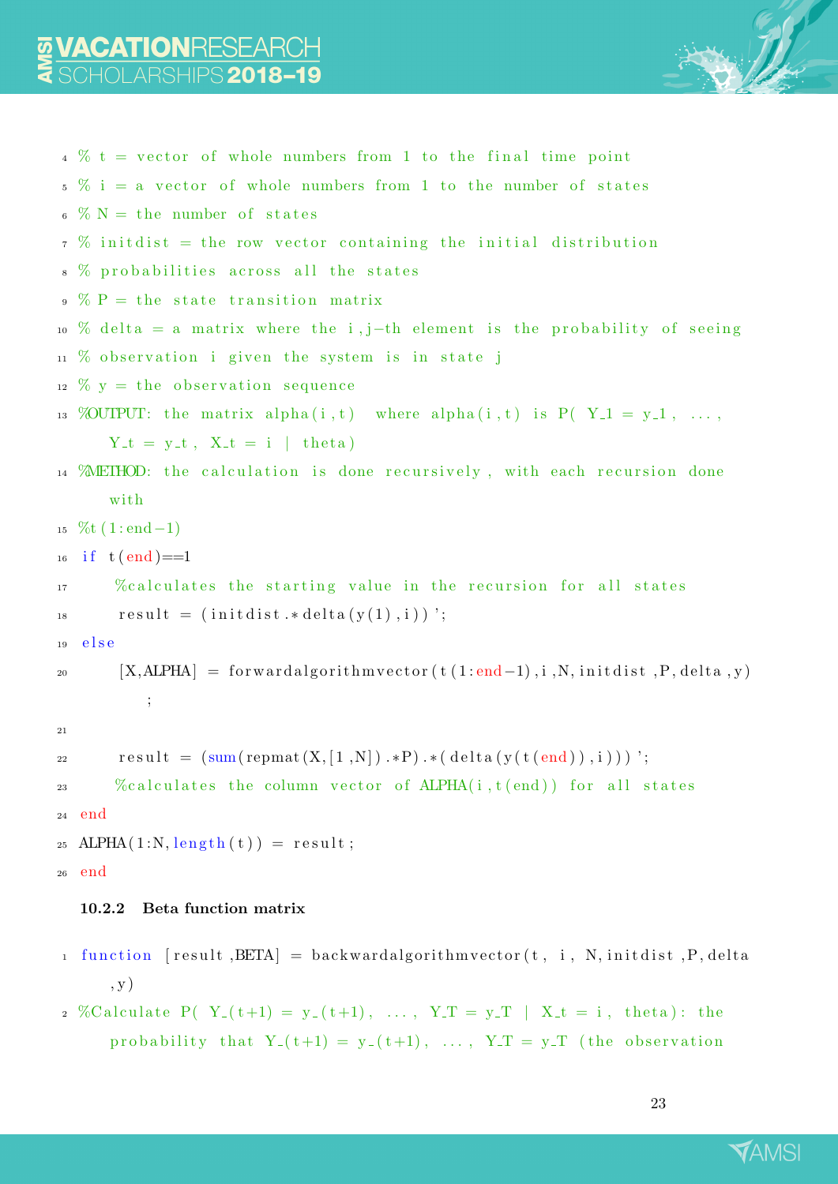```
% t = vector of whole numbers from 1 to the final time point
% i = a vector of whole numbers from 1 to the number of states
% N = the number of states
% initdist = the row vector containing the initial distribution
% probabilities across all the states
% P = the state transition matrix
% delta = a matrix where the i,j-th element is the probability of seeing
% observation i given the system is in state j
% y = the observation sequence
%OUTPUT: the matrix alpha(i,t) where alpha(i,t) is P( Y_1 = y_1, ...,
    Y_t = y_t, X_t = i | theta)
%METHOD: the calculation is done recursively, with each recursion done
    with
%t(1:end-1)
if t(end)==1
    %calculates the starting value in the recursion for all states
    result = (initdist.*delta(y(1),i))';
else
    [X,ALPHA] = forwardalgorithmvector(t(1:end-1),i,N,initdist,P,delta,y)
        ;

    result = (sum(repmat(X,[1,N]).*P).*(delta(y(t(end)),i)))';
    %calculates the column vector of ALPHA(i,t(end)) for all states
end
ALPHA(1:N,length(t)) = result;
end
```

### 10.2.2 Beta function matrix

```
function [result,BETA] = backwardalgorithmvector(t, i, N,initdist,P,delta
    ,y)
%Calculate P( Y_(t+1) = y_(t+1), ..., Y_T = y_T | X_t = i, theta): the
    probability that Y_(t+1) = y_(t+1), ..., Y_T = y_T (the observation
```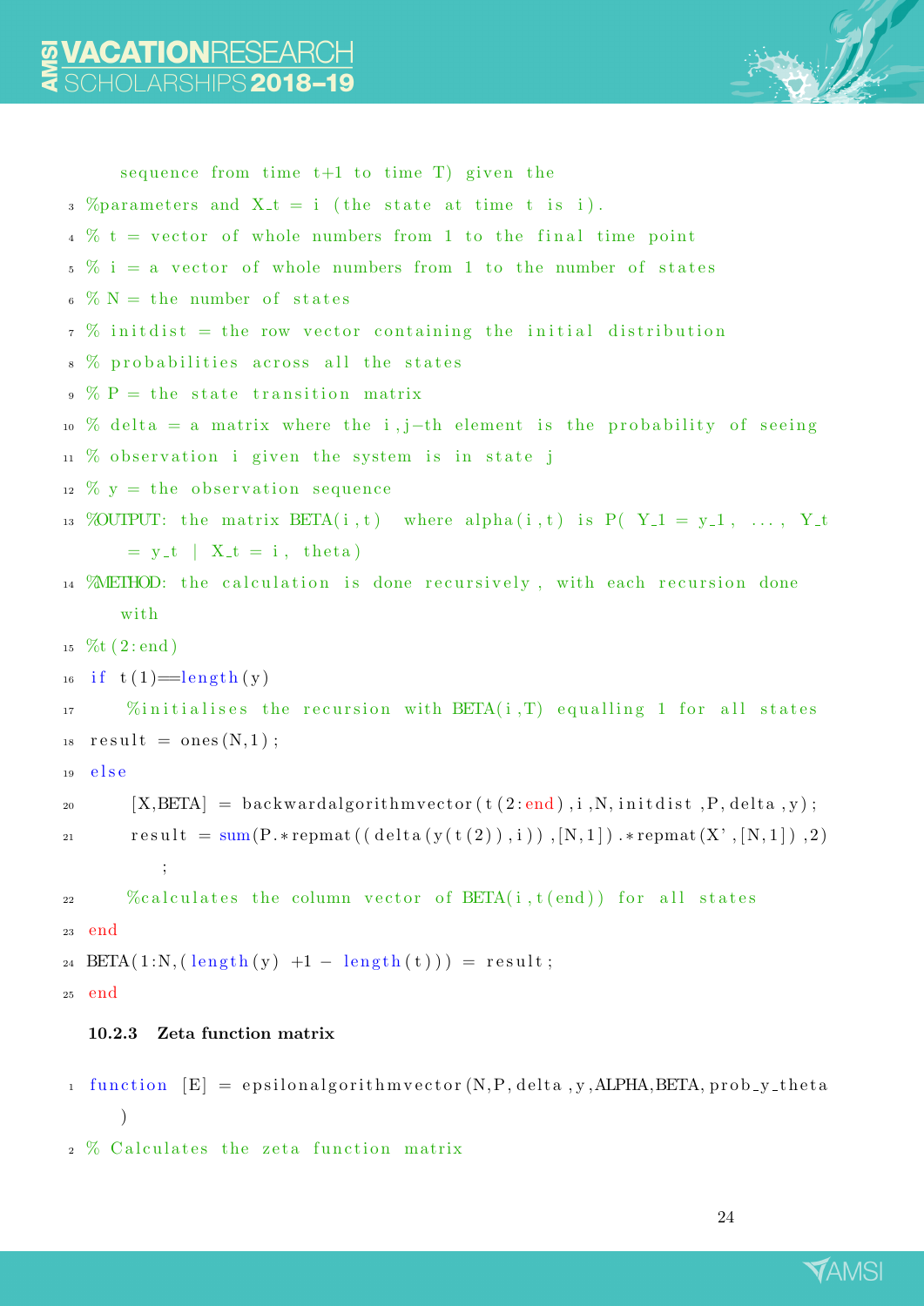```
    sequence from time t+1 to time T) given the
%parameters and X_t = i (the state at time t is i).
% t = vector of whole numbers from 1 to the final time point
% i = a vector of whole numbers from 1 to the number of states
% N = the number of states
% initdist = the row vector containing the initial distribution
% probabilities across all the states
% P = the state transition matrix
% delta = a matrix where the i,j-th element is the probability of seeing
% observation i given the system is in state j
% y = the observation sequence
%OUTPUT: the matrix BETA(i,t)  where alpha(i,t) is P( Y_1 = y_1, ..., Y_t
    = y_t | X_t = i, theta)
%METHOD: the calculation is done recursively, with each recursion done
    with
%t(2:end)
if t(1)==length(y)
    %initialises the recursion with BETA(i,T) equalling 1 for all states
result = ones(N,1);
else
    [X,BETA] = backwardalgorithmvector(t(2:end),i,N,initdist,P,delta,y);
    result = sum(P.*repmat((delta(y(t(2)),i)),[N,1]).*repmat(X',[N,1]),2)
        ;
    %calculates the column vector of BETA(i,t(end)) for all states
end
BETA(1:N,(length(y) +1 - length(t))) = result;
end
```

### 10.2.3 Zeta function matrix

```
function [E] = epsilonalgorithmvector(N,P,delta,y,ALPHA,BETA,prob_y_theta
    )
% Calculates the zeta function matrix
```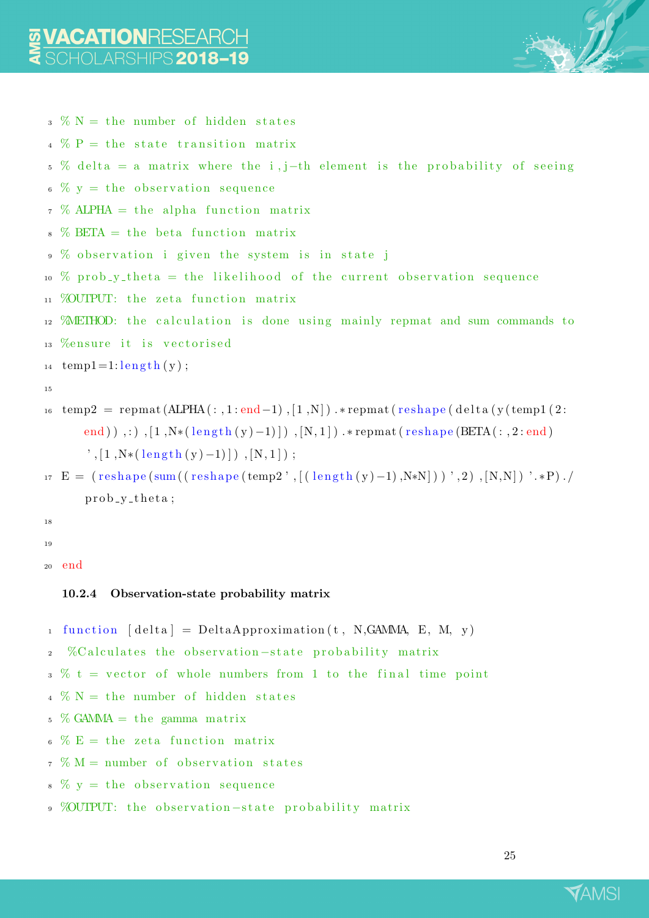```
% N = the number of hidden states
% P = the state transition matrix
% delta = a matrix where the i,j-th element is the probability of seeing
% y = the observation sequence
% ALPHA = the alpha function matrix
% BETA = the beta function matrix
% observation i given the system is in state j
% prob_y_theta = the likelihood of the current observation sequence
%OUTPUT: the zeta function matrix
%METHOD: the calculation is done using mainly repmat and sum commands to
%ensure it is vectorised
temp1=1:length(y);

temp2 = repmat(ALPHA(:,1:end-1),[1,N]).*repmat(reshape(delta(y(temp1(2:
    end)),:),[1,N*(length(y)-1)]),[N,1]).*repmat(reshape(BETA(:,2:end)
    ',[1,N*(length(y)-1)]),[N,1]);
E = (reshape(sum((reshape(temp2',[(length(y)-1),N*N]))',2),[N,N])'.*P)./
    prob_y_theta;



end
```

#### 10.2.4 Observation-state probability matrix

```
function [delta] = DeltaApproximation(t, N,GAMMA, E, M, y)
 %Calculates the observation-state probability matrix
% t = vector of whole numbers from 1 to the final time point
% N = the number of hidden states
% GAMMA = the gamma matrix
% E = the zeta function matrix
% M = number of observation states
% y = the observation sequence
%OUTPUT: the observation-state probability matrix
```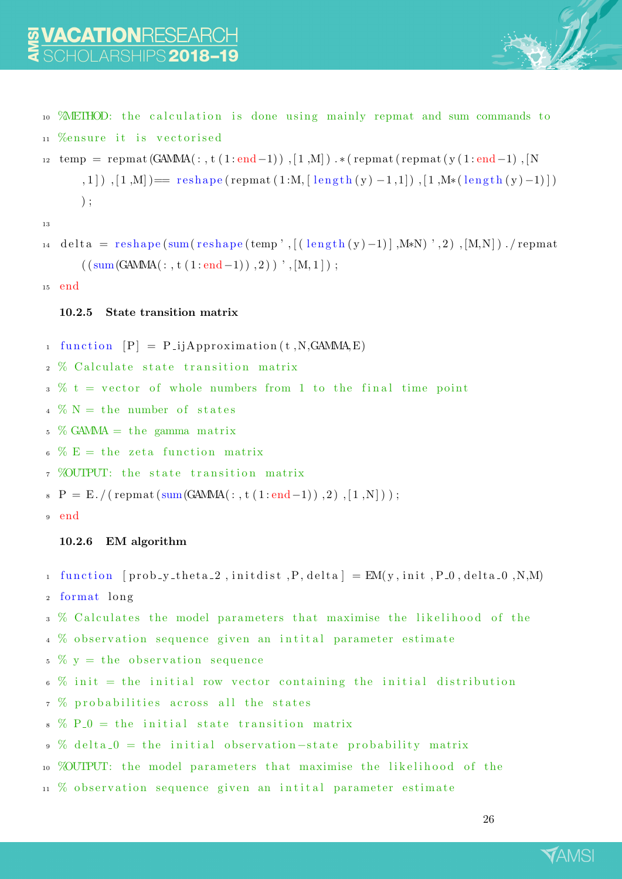```
%METHOD: the calculation is done using mainly repmat and sum commands to
%ensure it is vectorised
temp = repmat(GAMMA(:,t(1:end-1)),[1,M]).*(repmat(repmat(y(1:end-1),[N,1]),[1,M])== reshape(repmat(1:M,[length(y)-1,1]),[1,M*(length(y)-1)]));

delta = reshape(sum(reshape(temp',[(length(y)-1)],M*N)',2),[M,N])./repmat((sum(GAMMA(:,t(1:end-1)),2))',[M,1]);
end
```

### 10.2.5 State transition matrix

```
function [P] = P_ijApproximation(t,N,GAMMA,E)
% Calculate state transition matrix
% t = vector of whole numbers from 1 to the final time point
% N = the number of states
% GAMMA = the gamma matrix
% E = the zeta function matrix
%OUTPUT: the state transition matrix
P = E./(repmat(sum(GAMMA(:,t(1:end-1)),2),[1,N]));
end
```

### 10.2.6 EM algorithm

```
function [prob_y_theta_2,initdist,P,delta] = EM(y,init,P_0,delta_0,N,M)
format long
% Calculates the model parameters that maximise the likelihood of the
% observation sequence given an intital parameter estimate
% y = the observation sequence
% init = the initial row vector containing the initial distribution
% probabilities across all the states
% P_0 = the initial state transition matrix
% delta_0 = the initial observation-state probability matrix
%OUTPUT: the model parameters that maximise the likelihood of the
% observation sequence given an intital parameter estimate
```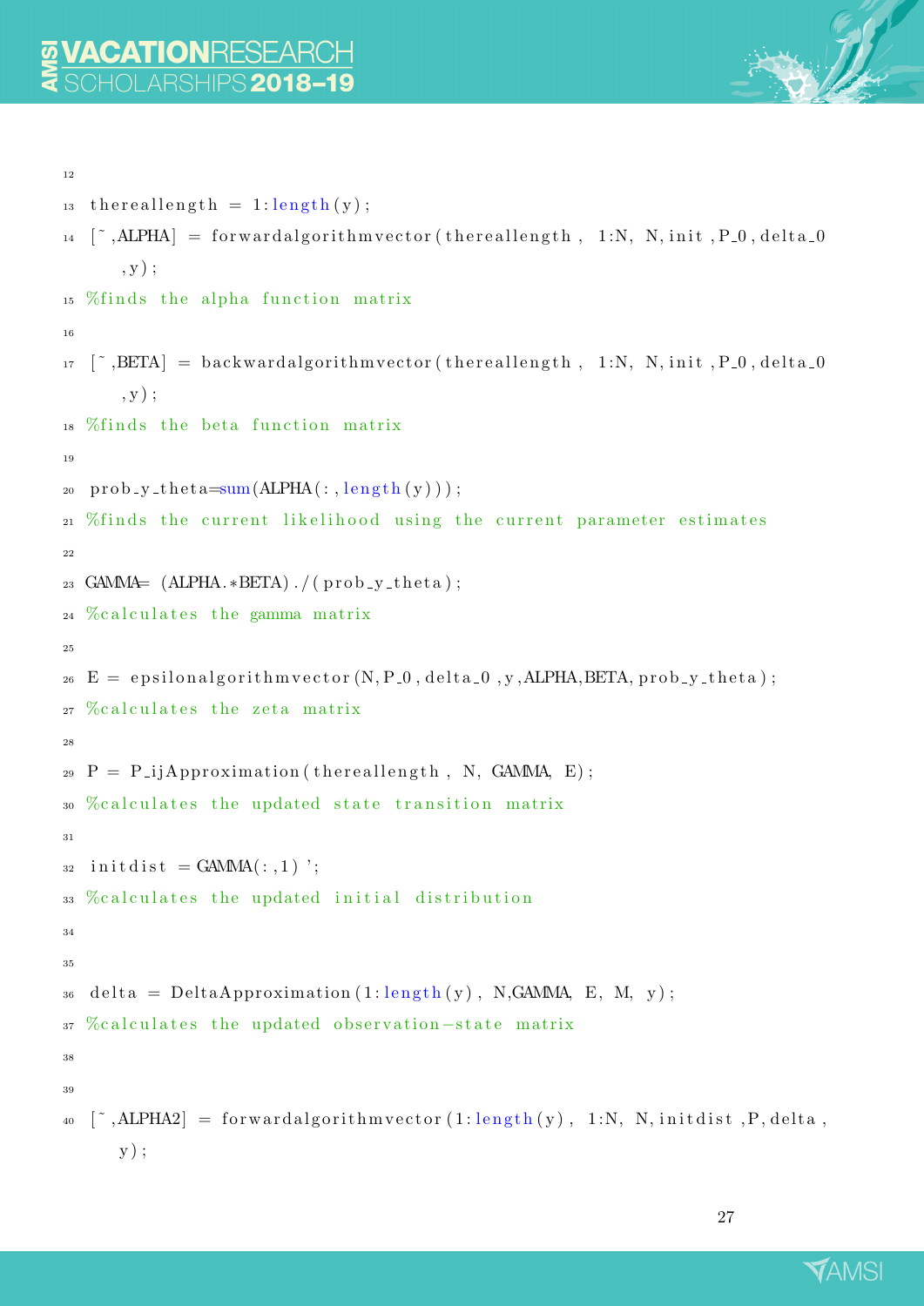```
12
13 thereallength = 1:length(y);
14 [~,ALPHA] = forwardalgorithmvector(thereallength, 1:N, N,init,P_0,delta_0
      ,y);
15 %finds the alpha function matrix
16
17 [~,BETA] = backwardalgorithmvector(thereallength, 1:N, N,init,P_0,delta_0
      ,y);
18 %finds the beta function matrix
19
20 prob_y_theta=sum(ALPHA(:,length(y)));
21 %finds the current likelihood using the current parameter estimates
22
23 GAMMA= (ALPHA.*BETA)./(prob_y_theta);
24 %calculates the gamma matrix
25
26 E = epsilonalgorithmvector(N,P_0,delta_0,y,ALPHA,BETA,prob_y_theta);
27 %calculates the zeta matrix
28
29 P = P_ijApproximation(thereallength, N, GAMMA, E);
30 %calculates the updated state transition matrix
31
32 initdist = GAMMA(:,1)';
33 %calculates the updated initial distribution
34
35
36 delta = DeltaApproximation(1:length(y), N,GAMMA, E, M, y);
37 %calculates the updated observation-state matrix
38
39
40 [~,ALPHA2] = forwardalgorithmvector(1:length(y), 1:N, N,initdist,P,delta,
      y);
```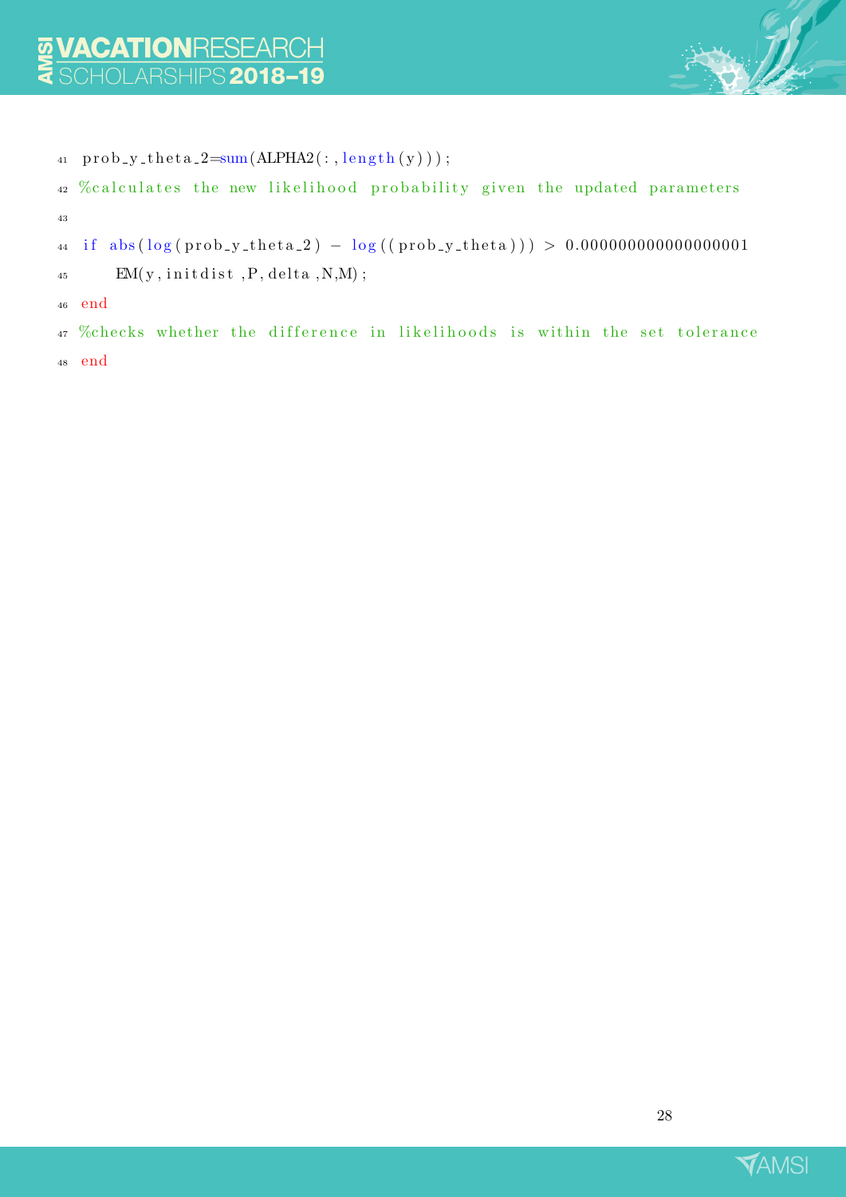```
41 prob_y_theta_2=sum(ALPHA2(:,length(y)));
42 %calculates the new likelihood probability given the updated parameters
43
44 if abs(log(prob_y_theta_2) - log((prob_y_theta))) > 0.0000000000000000001
45     EM(y,initdist,P,delta,N,M);
46 end
47 %checks whether the difference in likelihoods is within the set tolerance
48 end
```